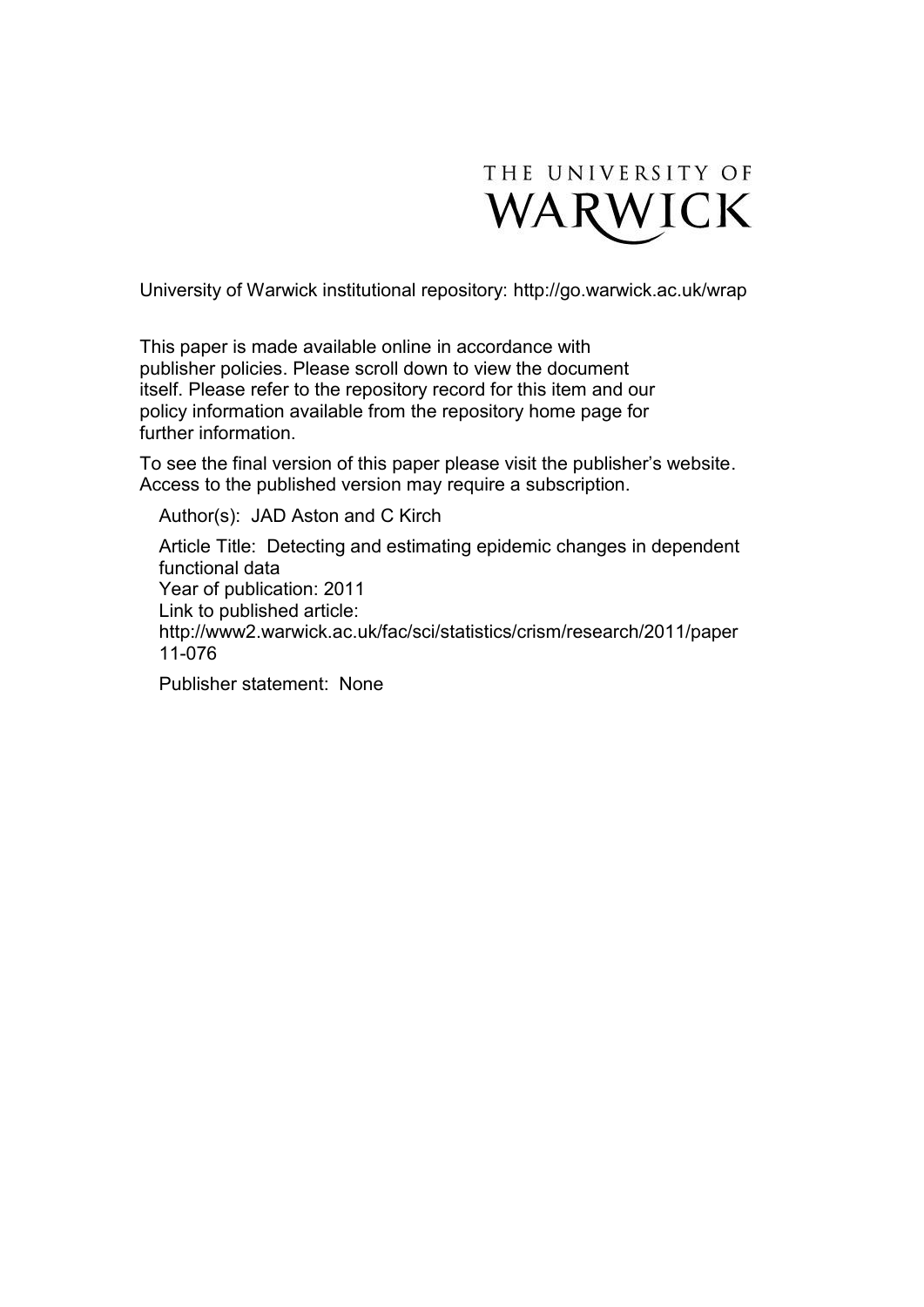THE UNIVERSITY OF WARWICK

University of Warwick institutional repository: http://go.warwick.ac.uk/wrap

This paper is made available online in accordance with publisher policies. Please scroll down to view the document itself. Please refer to the repository record for this item and our policy information available from the repository home page for further information.

To see the final version of this paper please visit the publisher's website. Access to the published version may require a subscription.

Author(s): JAD Aston and C Kirch

Article Title: Detecting and estimating epidemic changes in dependent functional data

Year of publication: 2011

Link to published article:
http://www2.warwick.ac.uk/fac/sci/statistics/crism/research/2011/paper11-076

Publisher statement: None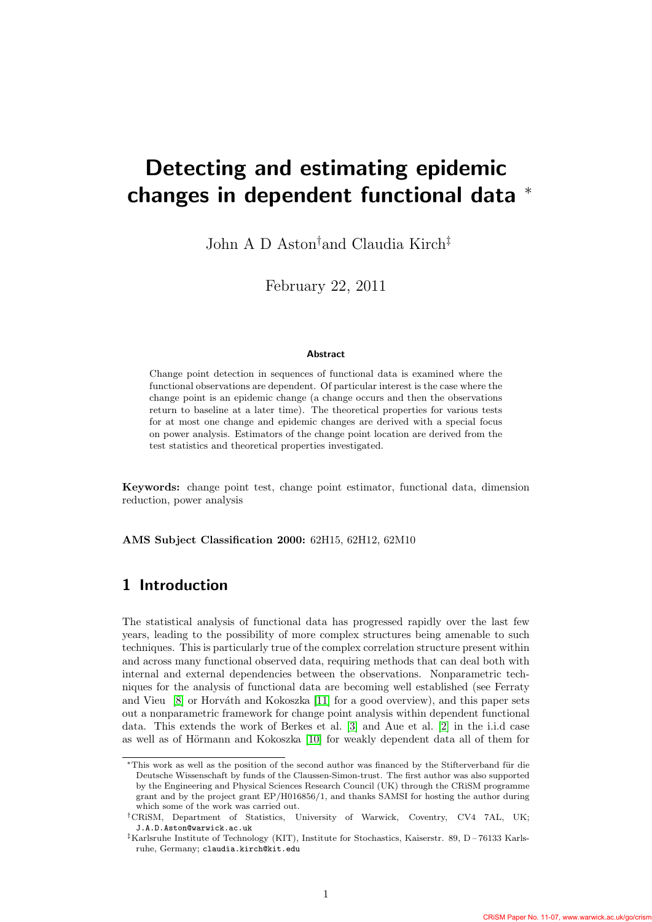// Title
# Detecting and estimating epidemic changes in dependent functional data *

John A D Aston† and Claudia Kirch‡

February 22, 2011

#### Abstract

Change point detection in sequences of functional data is examined where the functional observations are dependent. Of particular interest is the case where the change point is an epidemic change (a change occurs and then the observations return to baseline at a later time). The theoretical properties for various tests for at most one change and epidemic changes are derived with a special focus on power analysis. Estimators of the change point location are derived from the test statistics and theoretical properties investigated.

**Keywords:** change point test, change point estimator, functional data, dimension reduction, power analysis

**AMS Subject Classification 2000:** 62H15, 62H12, 62M10

## 1 Introduction

The statistical analysis of functional data has progressed rapidly over the last few years, leading to the possibility of more complex structures being amenable to such techniques. This is particularly true of the complex correlation structure present within and across many functional observed data, requiring methods that can deal both with internal and external dependencies between the observations. Nonparametric techniques for the analysis of functional data are becoming well established (see Ferraty and Vieu [8] or Horváth and Kokoszka [11] for a good overview), and this paper sets out a nonparametric framework for change point analysis within dependent functional data. This extends the work of Berkes et al. [3] and Aue et al. [2] in the i.i.d case as well as of Hörmann and Kokoszka [10] for weakly dependent data all of them for

---

*This work as well as the position of the second author was financed by the Stifterverband für die Deutsche Wissenschaft by funds of the Claussen-Simon-trust. The first author was also supported by the Engineering and Physical Sciences Research Council (UK) through the CRiSM programme grant and by the project grant EP/H016856/1, and thanks SAMSI for hosting the author during which some of the work was carried out.

†CRiSM, Department of Statistics, University of Warwick, Coventry, CV4 7AL, UK; J.A.D.Aston@warwick.ac.uk

‡Karlsruhe Institute of Technology (KIT), Institute for Stochastics, Kaiserstr. 89, D – 76133 Karlsruhe, Germany; claudia.kirch@kit.edu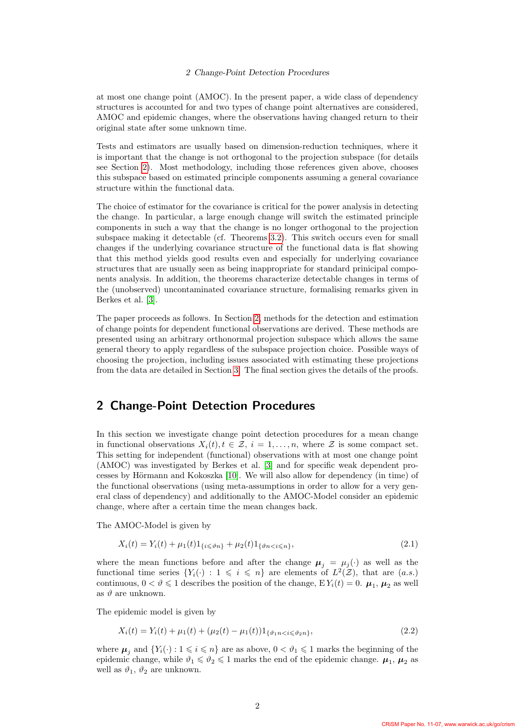at most one change point (AMOC). In the present paper, a wide class of dependency structures is accounted for and two types of change point alternatives are considered, AMOC and epidemic changes, where the observations having changed return to their original state after some unknown time.

Tests and estimators are usually based on dimension-reduction techniques, where it is important that the change is not orthogonal to the projection subspace (for details see Section 2). Most methodology, including those references given above, chooses this subspace based on estimated principle components assuming a general covariance structure within the functional data.

The choice of estimator for the covariance is critical for the power analysis in detecting the change. In particular, a large enough change will switch the estimated principle components in such a way that the change is no longer orthogonal to the projection subspace making it detectable (cf. Theorems 3.2). This switch occurs even for small changes if the underlying covariance structure of the functional data is flat showing that this method yields good results even and especially for underlying covariance structures that are usually seen as being inappropriate for standard prinicipal components analysis. In addition, the theorems characterize detectable changes in terms of the (unobserved) uncontaminated covariance structure, formalising remarks given in Berkes et al. [3].

The paper proceeds as follows. In Section 2, methods for the detection and estimation of change points for dependent functional observations are derived. These methods are presented using an arbitrary orthonormal projection subspace which allows the same general theory to apply regardless of the subspace projection choice. Possible ways of choosing the projection, including issues associated with estimating these projections from the data are detailed in Section 3. The final section gives the details of the proofs.

## 2 Change-Point Detection Procedures

In this section we investigate change point detection procedures for a mean change in functional observations $X_i(t), t \in \mathcal{Z}$, $i = 1, \ldots, n$, where $\mathcal{Z}$ is some compact set. This setting for independent (functional) observations with at most one change point (AMOC) was investigated by Berkes et al. [3] and for specific weak dependent processes by Hörmann and Kokoszka [10]. We will also allow for dependency (in time) of the functional observations (using meta-assumptions in order to allow for a very general class of dependency) and additionally to the AMOC-Model consider an epidemic change, where after a certain time the mean changes back.

The AMOC-Model is given by

$$X_i(t) = Y_i(t) + \mu_1(t) 1_{\{i \leqslant \vartheta n\}} + \mu_2(t) 1_{\{\vartheta n < i \leqslant n\}}, \tag{2.1}$$

where the mean functions before and after the change $\boldsymbol{\mu}_j = \mu_j(\cdot)$ as well as the functional time series $\{Y_i(\cdot) : 1 \leqslant i \leqslant n\}$ are elements of $L^2(\mathcal{Z})$, that are $(a.s.)$ continuous, $0 < \vartheta \leqslant 1$ describes the position of the change, $\operatorname{E} Y_i(t) = 0$. $\boldsymbol{\mu}_1$, $\boldsymbol{\mu}_2$ as well as $\vartheta$ are unknown.

The epidemic model is given by

$$X_i(t) = Y_i(t) + \mu_1(t) + (\mu_2(t) - \mu_1(t)) 1_{\{\vartheta_1 n < i \leqslant \vartheta_2 n\}}, \tag{2.2}$$

where $\boldsymbol{\mu}_j$ and $\{Y_i(\cdot) : 1 \leqslant i \leqslant n\}$ are as above, $0 < \vartheta_1 \leqslant 1$ marks the beginning of the epidemic change, while $\vartheta_1 \leqslant \vartheta_2 \leqslant 1$ marks the end of the epidemic change. $\boldsymbol{\mu}_1$, $\boldsymbol{\mu}_2$ as well as $\vartheta_1$, $\vartheta_2$ are unknown.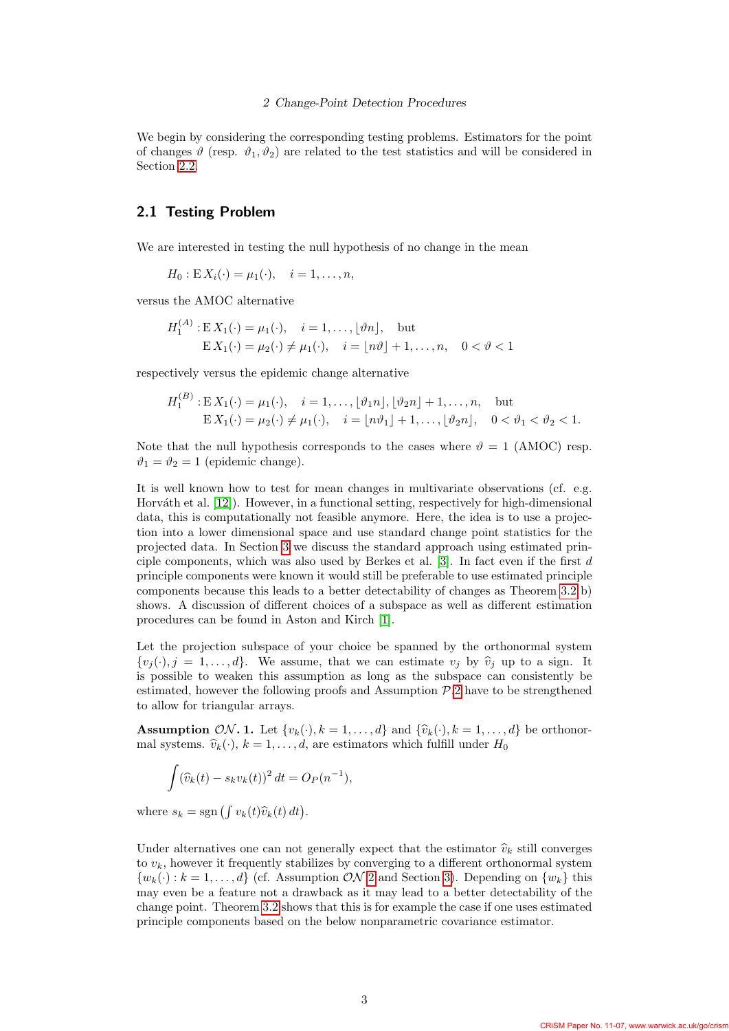We begin by considering the corresponding testing problems. Estimators for the point of changes $\vartheta$ (resp. $\vartheta_1, \vartheta_2$) are related to the test statistics and will be considered in Section 2.2.

## 2.1 Testing Problem

We are interested in testing the null hypothesis of no change in the mean

$$H_0 : \operatorname{E} X_i(\cdot) = \mu_1(\cdot), \quad i = 1, \ldots, n,$$

versus the AMOC alternative

$$\begin{aligned} H_1^{(A)} : &\operatorname{E} X_1(\cdot) = \mu_1(\cdot), \quad i = 1, \ldots, \lfloor \vartheta n \rfloor, \quad \text{but} \\ &\operatorname{E} X_1(\cdot) = \mu_2(\cdot) \neq \mu_1(\cdot), \quad i = \lfloor n\vartheta \rfloor + 1, \ldots, n, \quad 0 < \vartheta < 1 \end{aligned}$$

respectively versus the epidemic change alternative

$$\begin{aligned} H_1^{(B)} : &\operatorname{E} X_1(\cdot) = \mu_1(\cdot), \quad i = 1, \ldots, \lfloor \vartheta_1 n \rfloor, \lfloor \vartheta_2 n \rfloor + 1, \ldots, n, \quad \text{but} \\ &\operatorname{E} X_1(\cdot) = \mu_2(\cdot) \neq \mu_1(\cdot), \quad i = \lfloor n\vartheta_1 \rfloor + 1, \ldots, \lfloor \vartheta_2 n \rfloor, \quad 0 < \vartheta_1 < \vartheta_2 < 1. \end{aligned}$$

Note that the null hypothesis corresponds to the cases where $\vartheta = 1$ (AMOC) resp. $\vartheta_1 = \vartheta_2 = 1$ (epidemic change).

It is well known how to test for mean changes in multivariate observations (cf. e.g. Horváth et al. [12]). However, in a functional setting, respectively for high-dimensional data, this is computationally not feasible anymore. Here, the idea is to use a projection into a lower dimensional space and use standard change point statistics for the projected data. In Section 3 we discuss the standard approach using estimated principle components, which was also used by Berkes et al. [3]. In fact even if the first $d$ principle components were known it would still be preferable to use estimated principle components because this leads to a better detectability of changes as Theorem 3.2 b) shows. A discussion of different choices of a subspace as well as different estimation procedures can be found in Aston and Kirch [1].

Let the projection subspace of your choice be spanned by the orthonormal system $\{v_j(\cdot), j = 1, \ldots, d\}$. We assume, that we can estimate $v_j$ by $\widehat{v}_j$ up to a sign. It is possible to weaken this assumption as long as the subspace can consistently be estimated, however the following proofs and Assumption $\mathcal{P}.2$ have to be strengthened to allow for triangular arrays.

**Assumption $\mathcal{ON}$. 1.** Let $\{v_k(\cdot), k = 1, \ldots, d\}$ and $\{\widehat{v}_k(\cdot), k = 1, \ldots, d\}$ be orthonormal systems. $\widehat{v}_k(\cdot)$, $k = 1, \ldots, d$, are estimators which fulfill under $H_0$

$$\int (\widehat{v}_k(t) - s_k v_k(t))^2 \, dt = O_P(n^{-1}),$$

where $s_k = \operatorname{sgn}\left(\int v_k(t)\widehat{v}_k(t)\, dt\right)$.

Under alternatives one can not generally expect that the estimator $\widehat{v}_k$ still converges to $v_k$, however it frequently stabilizes by converging to a different orthonormal system $\{w_k(\cdot) : k = 1, \ldots, d\}$ (cf. Assumption $\mathcal{ON}$ 2 and Section 3). Depending on $\{w_k\}$ this may even be a feature not a drawback as it may lead to a better detectability of the change point. Theorem 3.2 shows that this is for example the case if one uses estimated principle components based on the below nonparametric covariance estimator.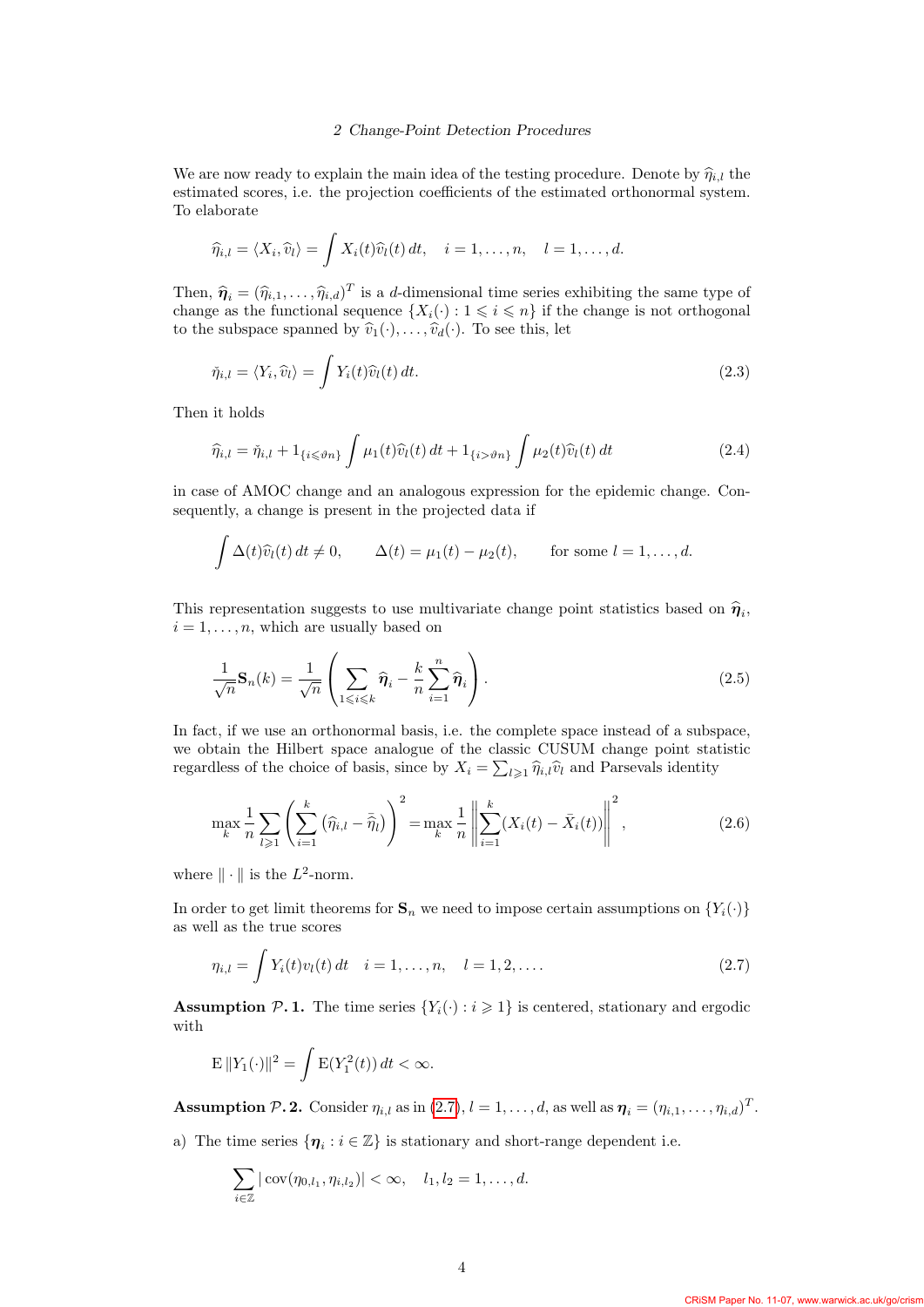We are now ready to explain the main idea of the testing procedure. Denote by $\widehat{\eta}_{i,l}$ the estimated scores, i.e. the projection coefficients of the estimated orthonormal system. To elaborate

$$\widehat{\eta}_{i,l} = \langle X_i, \widehat{v}_l \rangle = \int X_i(t)\widehat{v}_l(t)\,dt, \quad i = 1,\ldots,n, \quad l = 1,\ldots,d.$$

Then, $\widehat{\boldsymbol{\eta}}_i = (\widehat{\eta}_{i,1},\ldots,\widehat{\eta}_{i,d})^T$ is a $d$-dimensional time series exhibiting the same type of change as the functional sequence $\{X_i(\cdot) : 1 \leqslant i \leqslant n\}$ if the change is not orthogonal to the subspace spanned by $\widehat{v}_1(\cdot),\ldots,\widehat{v}_d(\cdot)$. To see this, let

$$\check{\eta}_{i,l} = \langle Y_i, \widehat{v}_l \rangle = \int Y_i(t)\widehat{v}_l(t)\,dt. \tag{2.3}$$

Then it holds

$$\widehat{\eta}_{i,l} = \check{\eta}_{i,l} + 1_{\{i \leqslant \vartheta n\}} \int \mu_1(t)\widehat{v}_l(t)\,dt + 1_{\{i > \vartheta n\}} \int \mu_2(t)\widehat{v}_l(t)\,dt \tag{2.4}$$

in case of AMOC change and an analogous expression for the epidemic change. Consequently, a change is present in the projected data if

$$\int \Delta(t)\widehat{v}_l(t)\,dt \neq 0, \qquad \Delta(t) = \mu_1(t) - \mu_2(t), \qquad \text{for some } l = 1,\ldots,d.$$

This representation suggests to use multivariate change point statistics based on $\widehat{\boldsymbol{\eta}}_i$, $i = 1,\ldots,n$, which are usually based on

$$\frac{1}{\sqrt{n}}\mathbf{S}_n(k) = \frac{1}{\sqrt{n}}\left(\sum_{1 \leqslant i \leqslant k} \widehat{\boldsymbol{\eta}}_i - \frac{k}{n}\sum_{i=1}^{n} \widehat{\boldsymbol{\eta}}_i\right). \tag{2.5}$$

In fact, if we use an orthonormal basis, i.e. the complete space instead of a subspace, we obtain the Hilbert space analogue of the classic CUSUM change point statistic regardless of the choice of basis, since by $X_i = \sum_{l \geqslant 1} \widehat{\eta}_{i,l}\widehat{v}_l$ and Parsevals identity

$$\max_k \frac{1}{n} \sum_{l \geqslant 1} \left( \sum_{i=1}^{k} \left(\widehat{\eta}_{i,l} - \bar{\widehat{\eta}}_l\right)\right)^2 = \max_k \frac{1}{n} \left\| \sum_{i=1}^{k} (X_i(t) - \bar{X}_i(t)) \right\|^2, \tag{2.6}$$

where $\|\cdot\|$ is the $L^2$-norm.

In order to get limit theorems for $\mathbf{S}_n$ we need to impose certain assumptions on $\{Y_i(\cdot)\}$ as well as the true scores

$$\eta_{i,l} = \int Y_i(t) v_l(t)\,dt \quad i = 1,\ldots,n, \quad l = 1,2,\ldots. \tag{2.7}$$

**Assumption $\mathcal{P}$. 1.** The time series $\{Y_i(\cdot) : i \geqslant 1\}$ is centered, stationary and ergodic with

$$\mathrm{E}\,\|Y_1(\cdot)\|^2 = \int \mathrm{E}(Y_1^2(t))\,dt < \infty.$$

**Assumption $\mathcal{P}$. 2.** Consider $\eta_{i,l}$ as in (2.7), $l = 1,\ldots,d$, as well as $\boldsymbol{\eta}_i = (\eta_{i,1},\ldots,\eta_{i,d})^T$.

a) The time series $\{\boldsymbol{\eta}_i : i \in \mathbb{Z}\}$ is stationary and short-range dependent i.e.

$$\sum_{i \in \mathbb{Z}} |\operatorname{cov}(\eta_{0,l_1}, \eta_{i,l_2})| < \infty, \quad l_1, l_2 = 1,\ldots,d.$$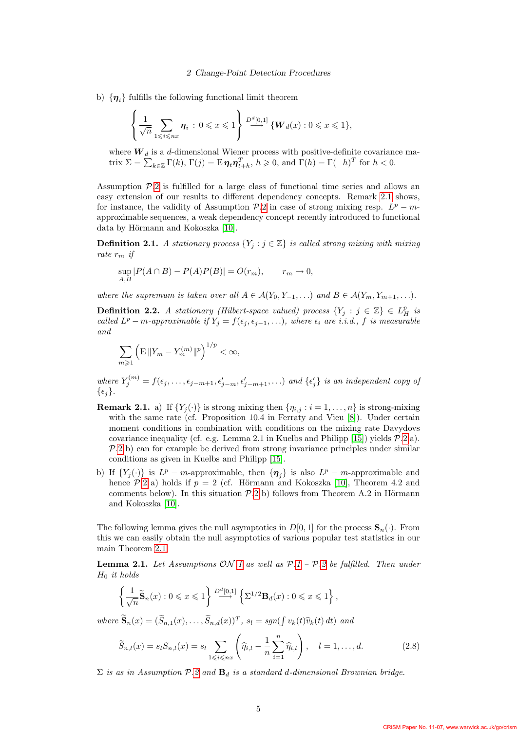b) $\{\boldsymbol{\eta}_i\}$ fulfills the following functional limit theorem

$$\left\{ \frac{1}{\sqrt{n}} \sum_{1 \leqslant i \leqslant nx} \boldsymbol{\eta}_i \,:\, 0 \leqslant x \leqslant 1 \right\} \stackrel{D^d[0,1]}{\longrightarrow} \{\boldsymbol{W}_d(x) : 0 \leqslant x \leqslant 1\},$$

where $\boldsymbol{W}_d$ is a $d$-dimensional Wiener process with positive-definite covariance matrix $\Sigma = \sum_{k\in\mathbb{Z}} \Gamma(k)$, $\Gamma(j) = \mathrm{E}\,\boldsymbol{\eta}_t \boldsymbol{\eta}_{t+h}^T$, $h \geqslant 0$, and $\Gamma(h) = \Gamma(-h)^T$ for $h < 0$.

Assumption $\mathcal{P}.2$ is fulfilled for a large class of functional time series and allows an easy extension of our results to different dependency concepts. Remark 2.1 shows, for instance, the validity of Assumption $\mathcal{P}.2$ in case of strong mixing resp. $L^p - m$-approximable sequences, a weak dependency concept recently introduced to functional data by Hörmann and Kokoszka [10].

**Definition 2.1.** *A stationary process $\{Y_j : j \in \mathbb{Z}\}$ is called strong mixing with mixing rate $r_m$ if*

$$\sup_{A,B} |P(A \cap B) - P(A)P(B)| = O(r_m), \qquad r_m \to 0,$$

*where the supremum is taken over all $A \in \mathcal{A}(Y_0, Y_{-1}, \ldots)$ and $B \in \mathcal{A}(Y_m, Y_{m+1}, \ldots)$.*

**Definition 2.2.** *A stationary (Hilbert-space valued) process $\{Y_j : j \in \mathbb{Z}\} \in L^p_H$ is called $L^p - m$-approximable if $Y_j = f(\epsilon_j, \epsilon_{j-1}, \ldots)$, where $\epsilon_i$ are i.i.d., $f$ is measurable and*

$$\sum_{m \geqslant 1} \left( \mathrm{E}\,\|Y_m - Y_m^{(m)}\|^p \right)^{1/p} < \infty,$$

*where $Y_j^{(m)} = f(\epsilon_j, \ldots, \epsilon_{j-m+1}, \epsilon'_{j-m}, \epsilon'_{j-m+1}, \ldots)$ and $\{\epsilon'_j\}$ is an independent copy of $\{\epsilon_j\}$.*

**Remark 2.1.** a) If $\{Y_j(\cdot)\}$ is strong mixing then $\{\eta_{i,j} : i = 1, \ldots, n\}$ is strong-mixing with the same rate (cf. Proposition 10.4 in Ferraty and Vieu [8]). Under certain moment conditions in combination with conditions on the mixing rate Davydovs covariance inequality (cf. e.g. Lemma 2.1 in Kuelbs and Philipp [15]) yields $\mathcal{P}.2$ a). $\mathcal{P}.2$ b) can for example be derived from strong invariance principles under similar conditions as given in Kuelbs and Philipp [15].

b) If $\{Y_j(\cdot)\}$ is $L^p - m$-approximable, then $\{\boldsymbol{\eta}_j\}$ is also $L^p - m$-approximable and hence $\mathcal{P}.2$ a) holds if $p = 2$ (cf. Hörmann and Kokoszka [10], Theorem 4.2 and comments below). In this situation $\mathcal{P}.2$ b) follows from Theorem A.2 in Hörmann and Kokoszka [10].

The following lemma gives the null asymptotics in $D[0,1]$ for the process $\mathbf{S}_n(\cdot)$. From this we can easily obtain the null asymptotics of various popular test statistics in our main Theorem 2.1.

**Lemma 2.1.** *Let Assumptions $\mathcal{ON}.1$ as well as $\mathcal{P}.1$ – $\mathcal{P}.2$ be fulfilled. Then under $H_0$ it holds*

$$\left\{ \frac{1}{\sqrt{n}} \widetilde{\mathbf{S}}_n(x) : 0 \leqslant x \leqslant 1 \right\} \stackrel{D^d[0,1]}{\longrightarrow} \left\{ \Sigma^{1/2} \mathbf{B}_d(x) : 0 \leqslant x \leqslant 1 \right\},$$

*where $\widetilde{\mathbf{S}}_n(x) = (\widetilde{S}_{n,1}(x), \ldots, \widetilde{S}_{n,d}(x))^T$, $s_l = sgn(\int v_k(t)\widehat{v}_k(t)\,dt)$ and*

$$\widetilde{S}_{n,l}(x) = s_l S_{n,l}(x) = s_l \sum_{1 \leqslant i \leqslant nx} \left( \widehat{\eta}_{i,l} - \frac{1}{n} \sum_{i=1}^{n} \widehat{\eta}_{i,l} \right), \quad l = 1, \ldots, d. \tag{2.8}$$

*$\Sigma$ is as in Assumption $\mathcal{P}.2$ and $\mathbf{B}_d$ is a standard $d$-dimensional Brownian bridge.*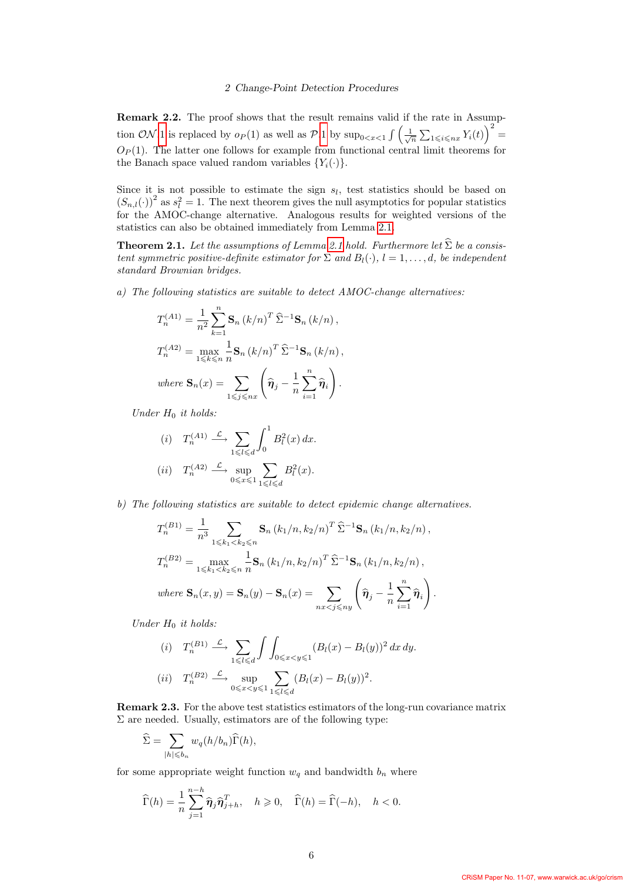**Remark 2.2.** The proof shows that the result remains valid if the rate in Assumption $\mathcal{ON}$ 1 is replaced by $o_P(1)$ as well as $\mathcal{P}$ 1 by $\sup_{0<x<1} \int \left( \frac{1}{\sqrt{n}} \sum_{1 \leqslant i \leqslant nx} Y_i(t) \right)^2 = O_P(1)$. The latter one follows for example from functional central limit theorems for the Banach space valued random variables $\{Y_i(\cdot)\}$.

Since it is not possible to estimate the sign $s_l$, test statistics should be based on $(S_{n,l}(\cdot))^2$ as $s_l^2 = 1$. The next theorem gives the null asymptotics for popular statistics for the AMOC-change alternative. Analogous results for weighted versions of the statistics can also be obtained immediately from Lemma 2.1.

**Theorem 2.1.** *Let the assumptions of Lemma 2.1 hold. Furthermore let $\widehat{\Sigma}$ be a consistent symmetric positive-definite estimator for $\Sigma$ and $B_l(\cdot)$, $l = 1, \ldots, d$, be independent standard Brownian bridges.*

*a) The following statistics are suitable to detect AMOC-change alternatives:*

$$T_n^{(A1)} = \frac{1}{n^2} \sum_{k=1}^{n} \mathbf{S}_n (k/n)^T \, \widehat{\Sigma}^{-1} \mathbf{S}_n (k/n),$$

$$T_n^{(A2)} = \max_{1 \leqslant k \leqslant n} \frac{1}{n} \mathbf{S}_n (k/n)^T \, \widehat{\Sigma}^{-1} \mathbf{S}_n (k/n),$$

$$\text{where } \mathbf{S}_n(x) = \sum_{1 \leqslant j \leqslant nx} \left( \widehat{\boldsymbol{\eta}}_j - \frac{1}{n} \sum_{i=1}^{n} \widehat{\boldsymbol{\eta}}_i \right).$$

*Under $H_0$ it holds:*

$$(i) \quad T_n^{(A1)} \xrightarrow{\mathcal{L}} \sum_{1 \leqslant l \leqslant d} \int_0^1 B_l^2(x)\, dx.$$

$$(ii) \quad T_n^{(A2)} \xrightarrow{\mathcal{L}} \sup_{0 \leqslant x \leqslant 1} \sum_{1 \leqslant l \leqslant d} B_l^2(x).$$

*b) The following statistics are suitable to detect epidemic change alternatives.*

$$T_n^{(B1)} = \frac{1}{n^3} \sum_{1 \leqslant k_1 < k_2 \leqslant n} \mathbf{S}_n (k_1/n, k_2/n)^T \, \widehat{\Sigma}^{-1} \mathbf{S}_n (k_1/n, k_2/n),$$

$$T_n^{(B2)} = \max_{1 \leqslant k_1 < k_2 \leqslant n} \frac{1}{n} \mathbf{S}_n (k_1/n, k_2/n)^T \, \widehat{\Sigma}^{-1} \mathbf{S}_n (k_1/n, k_2/n),$$

$$\text{where } \mathbf{S}_n(x,y) = \mathbf{S}_n(y) - \mathbf{S}_n(x) = \sum_{nx < j \leqslant ny} \left( \widehat{\boldsymbol{\eta}}_j - \frac{1}{n} \sum_{i=1}^{n} \widehat{\boldsymbol{\eta}}_i \right).$$

*Under $H_0$ it holds:*

$$(i) \quad T_n^{(B1)} \xrightarrow{\mathcal{L}} \sum_{1 \leqslant l \leqslant d} \int \int_{0 \leqslant x < y \leqslant 1} (B_l(x) - B_l(y))^2 \, dx \, dy.$$

$$(ii) \quad T_n^{(B2)} \xrightarrow{\mathcal{L}} \sup_{0 \leqslant x < y \leqslant 1} \sum_{1 \leqslant l \leqslant d} (B_l(x) - B_l(y))^2.$$

**Remark 2.3.** For the above test statistics estimators of the long-run covariance matrix $\Sigma$ are needed. Usually, estimators are of the following type:

$$\widehat{\Sigma} = \sum_{|h| \leqslant b_n} w_q(h/b_n) \widehat{\Gamma}(h),$$

for some appropriate weight function $w_q$ and bandwidth $b_n$ where

$$\widehat{\Gamma}(h) = \frac{1}{n} \sum_{j=1}^{n-h} \widehat{\boldsymbol{\eta}}_j \widehat{\boldsymbol{\eta}}_{j+h}^T, \quad h \geqslant 0, \quad \widehat{\Gamma}(h) = \widehat{\Gamma}(-h), \quad h < 0.$$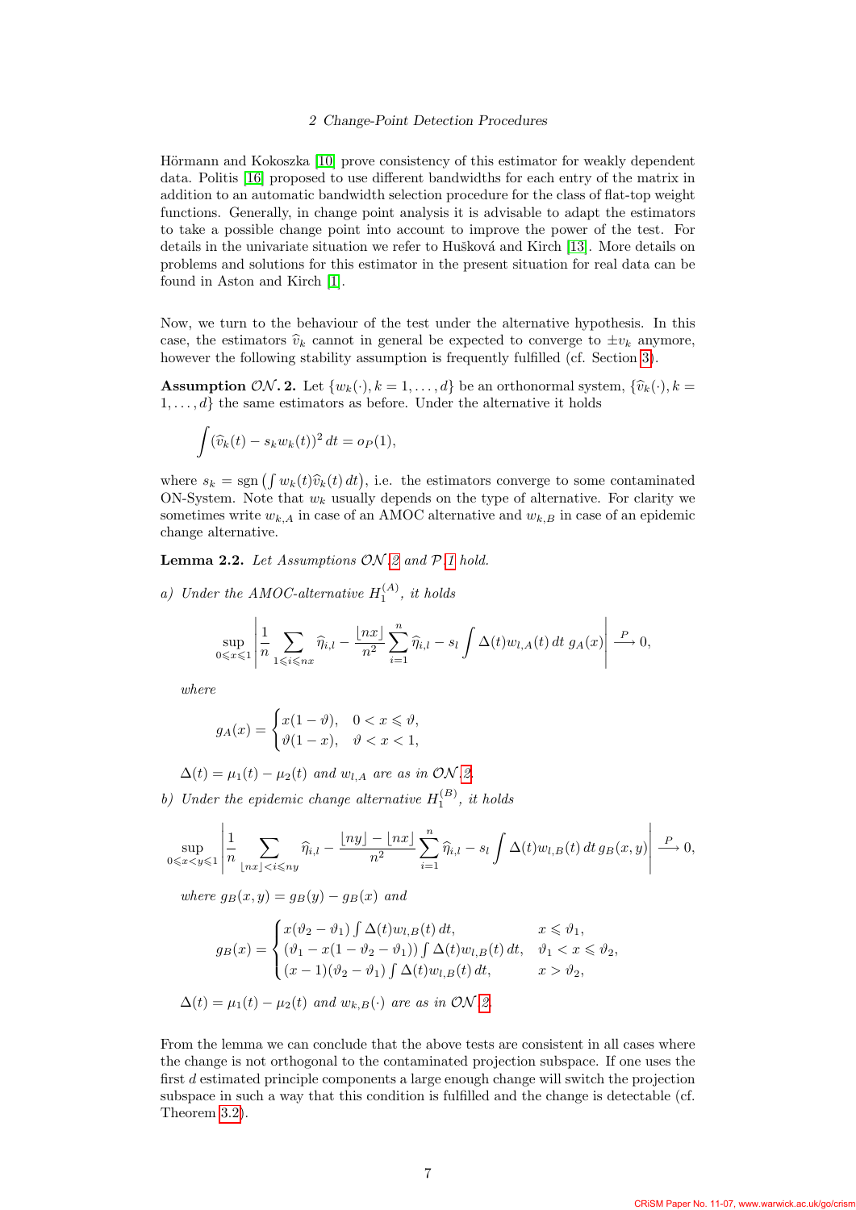Hörmann and Kokoszka [10] prove consistency of this estimator for weakly dependent data. Politis [16] proposed to use different bandwidths for each entry of the matrix in addition to an automatic bandwidth selection procedure for the class of flat-top weight functions. Generally, in change point analysis it is advisable to adapt the estimators to take a possible change point into account to improve the power of the test. For details in the univariate situation we refer to Hušková and Kirch [13]. More details on problems and solutions for this estimator in the present situation for real data can be found in Aston and Kirch [1].

Now, we turn to the behaviour of the test under the alternative hypothesis. In this case, the estimators $\widehat{v}_k$ cannot in general be expected to converge to $\pm v_k$ anymore, however the following stability assumption is frequently fulfilled (cf. Section 3).

**Assumption $\mathcal{ON}$. 2.** Let $\{w_k(\cdot), k = 1, \ldots, d\}$ be an orthonormal system, $\{\widehat{v}_k(\cdot), k = 1, \ldots, d\}$ the same estimators as before. Under the alternative it holds

$$\int (\widehat{v}_k(t) - s_k w_k(t))^2 \, dt = o_P(1),$$

where $s_k = \operatorname{sgn}\left(\int w_k(t)\widehat{v}_k(t)\, dt\right)$, i.e. the estimators converge to some contaminated ON-System. Note that $w_k$ usually depends on the type of alternative. For clarity we sometimes write $w_{k,A}$ in case of an AMOC alternative and $w_{k,B}$ in case of an epidemic change alternative.

**Lemma 2.2.** *Let Assumptions $\mathcal{ON}$.2 and $\mathcal{P}$.1 hold.*

*a) Under the AMOC-alternative $H_1^{(A)}$, it holds*

$$\sup_{0 \leqslant x \leqslant 1} \left| \frac{1}{n} \sum_{1 \leqslant i \leqslant nx} \widehat{\eta}_{i,l} - \frac{\lfloor nx \rfloor}{n^2} \sum_{i=1}^{n} \widehat{\eta}_{i,l} - s_l \int \Delta(t) w_{l,A}(t)\, dt \; g_A(x) \right| \xrightarrow{P} 0,$$

*where*

$$g_A(x) = \begin{cases} x(1-\vartheta), & 0 < x \leqslant \vartheta, \\ \vartheta(1-x), & \vartheta < x < 1, \end{cases}$$

*$\Delta(t) = \mu_1(t) - \mu_2(t)$ and $w_{l,A}$ are as in $\mathcal{ON}$.2.*

*b) Under the epidemic change alternative $H_1^{(B)}$, it holds*

$$\sup_{0 \leqslant x < y \leqslant 1} \left| \frac{1}{n} \sum_{\lfloor nx \rfloor < i \leqslant ny} \widehat{\eta}_{i,l} - \frac{\lfloor ny \rfloor - \lfloor nx \rfloor}{n^2} \sum_{i=1}^{n} \widehat{\eta}_{i,l} - s_l \int \Delta(t) w_{l,B}(t)\, dt \, g_B(x,y) \right| \xrightarrow{P} 0,$$

*where $g_B(x,y) = g_B(y) - g_B(x)$ and*

$$g_B(x) = \begin{cases} x(\vartheta_2 - \vartheta_1) \int \Delta(t) w_{l,B}(t)\, dt, & x \leqslant \vartheta_1, \\ (\vartheta_1 - x(1 - \vartheta_2 - \vartheta_1)) \int \Delta(t) w_{l,B}(t)\, dt, & \vartheta_1 < x \leqslant \vartheta_2, \\ (x-1)(\vartheta_2 - \vartheta_1) \int \Delta(t) w_{l,B}(t)\, dt, & x > \vartheta_2, \end{cases}$$

*$\Delta(t) = \mu_1(t) - \mu_2(t)$ and $w_{k,B}(\cdot)$ are as in $\mathcal{ON}$.2.*

From the lemma we can conclude that the above tests are consistent in all cases where the change is not orthogonal to the contaminated projection subspace. If one uses the first $d$ estimated principle components a large enough change will switch the projection subspace in such a way that this condition is fulfilled and the change is detectable (cf. Theorem 3.2).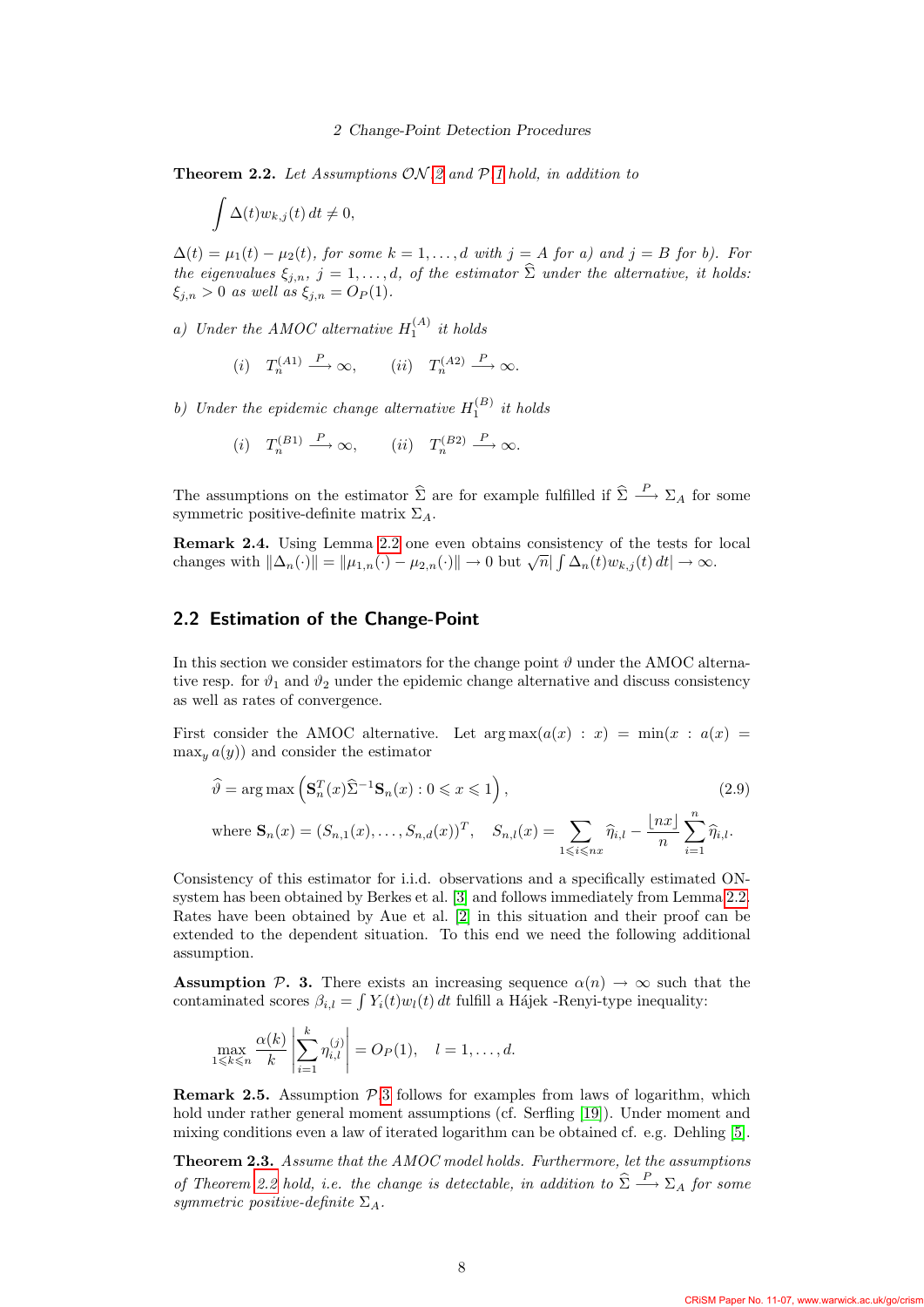**Theorem 2.2.** *Let Assumptions $\mathcal{ON}$ 2 and $\mathcal{P}$ 1 hold, in addition to*

$$\int \Delta(t) w_{k,j}(t)\, dt \neq 0,$$

*$\Delta(t) = \mu_1(t) - \mu_2(t)$, for some $k = 1, \ldots, d$ with $j = A$ for a) and $j = B$ for b). For the eigenvalues $\xi_{j,n}$, $j = 1, \ldots, d$, of the estimator $\widehat{\Sigma}$ under the alternative, it holds: $\xi_{j,n} > 0$ as well as $\xi_{j,n} = O_P(1)$.*

*a) Under the AMOC alternative $H_1^{(A)}$ it holds*

$$(i) \quad T_n^{(A1)} \xrightarrow{P} \infty, \qquad (ii) \quad T_n^{(A2)} \xrightarrow{P} \infty.$$

*b) Under the epidemic change alternative $H_1^{(B)}$ it holds*

$$(i) \quad T_n^{(B1)} \xrightarrow{P} \infty, \qquad (ii) \quad T_n^{(B2)} \xrightarrow{P} \infty.$$

The assumptions on the estimator $\widehat{\Sigma}$ are for example fulfilled if $\widehat{\Sigma} \xrightarrow{P} \Sigma_A$ for some symmetric positive-definite matrix $\Sigma_A$.

**Remark 2.4.** Using Lemma 2.2 one even obtains consistency of the tests for local changes with $\|\Delta_n(\cdot)\| = \|\mu_{1,n}(\cdot) - \mu_{2,n}(\cdot)\| \to 0$ but $\sqrt{n} |\int \Delta_n(t) w_{k,j}(t)\, dt| \to \infty$.

## 2.2 Estimation of the Change-Point

In this section we consider estimators for the change point $\vartheta$ under the AMOC alternative resp. for $\vartheta_1$ and $\vartheta_2$ under the epidemic change alternative and discuss consistency as well as rates of convergence.

First consider the AMOC alternative. Let $\arg\max(a(x) : x) = \min(x : a(x) = \max_y a(y))$ and consider the estimator

$$\widehat{\vartheta} = \arg\max \left( \mathbf{S}_n^T(x) \widehat{\Sigma}^{-1} \mathbf{S}_n(x) : 0 \leqslant x \leqslant 1 \right), \tag{2.9}$$

$$\text{where } \mathbf{S}_n(x) = (S_{n,1}(x), \ldots, S_{n,d}(x))^T, \quad S_{n,l}(x) = \sum_{1 \leqslant i \leqslant nx} \widehat{\eta}_{i,l} - \frac{\lfloor nx \rfloor}{n} \sum_{i=1}^{n} \widehat{\eta}_{i,l}.$$

Consistency of this estimator for i.i.d. observations and a specifically estimated ON-system has been obtained by Berkes et al. [3] and follows immediately from Lemma 2.2. Rates have been obtained by Aue et al. [2] in this situation and their proof can be extended to the dependent situation. To this end we need the following additional assumption.

**Assumption $\mathcal{P}$. 3.** There exists an increasing sequence $\alpha(n) \to \infty$ such that the contaminated scores $\beta_{i,l} = \int Y_i(t) w_l(t)\, dt$ fulfill a Hájek -Renyi-type inequality:

$$\max_{1 \leqslant k \leqslant n} \frac{\alpha(k)}{k} \left| \sum_{i=1}^{k} \eta_{i,l}^{(j)} \right| = O_P(1), \quad l = 1, \ldots, d.$$

**Remark 2.5.** Assumption $\mathcal{P}$ 3 follows for examples from laws of logarithm, which hold under rather general moment assumptions (cf. Serfling [19]). Under moment and mixing conditions even a law of iterated logarithm can be obtained cf. e.g. Dehling [5].

**Theorem 2.3.** *Assume that the AMOC model holds. Furthermore, let the assumptions of Theorem 2.2 hold, i.e. the change is detectable, in addition to $\widehat{\Sigma} \xrightarrow{P} \Sigma_A$ for some symmetric positive-definite $\Sigma_A$.*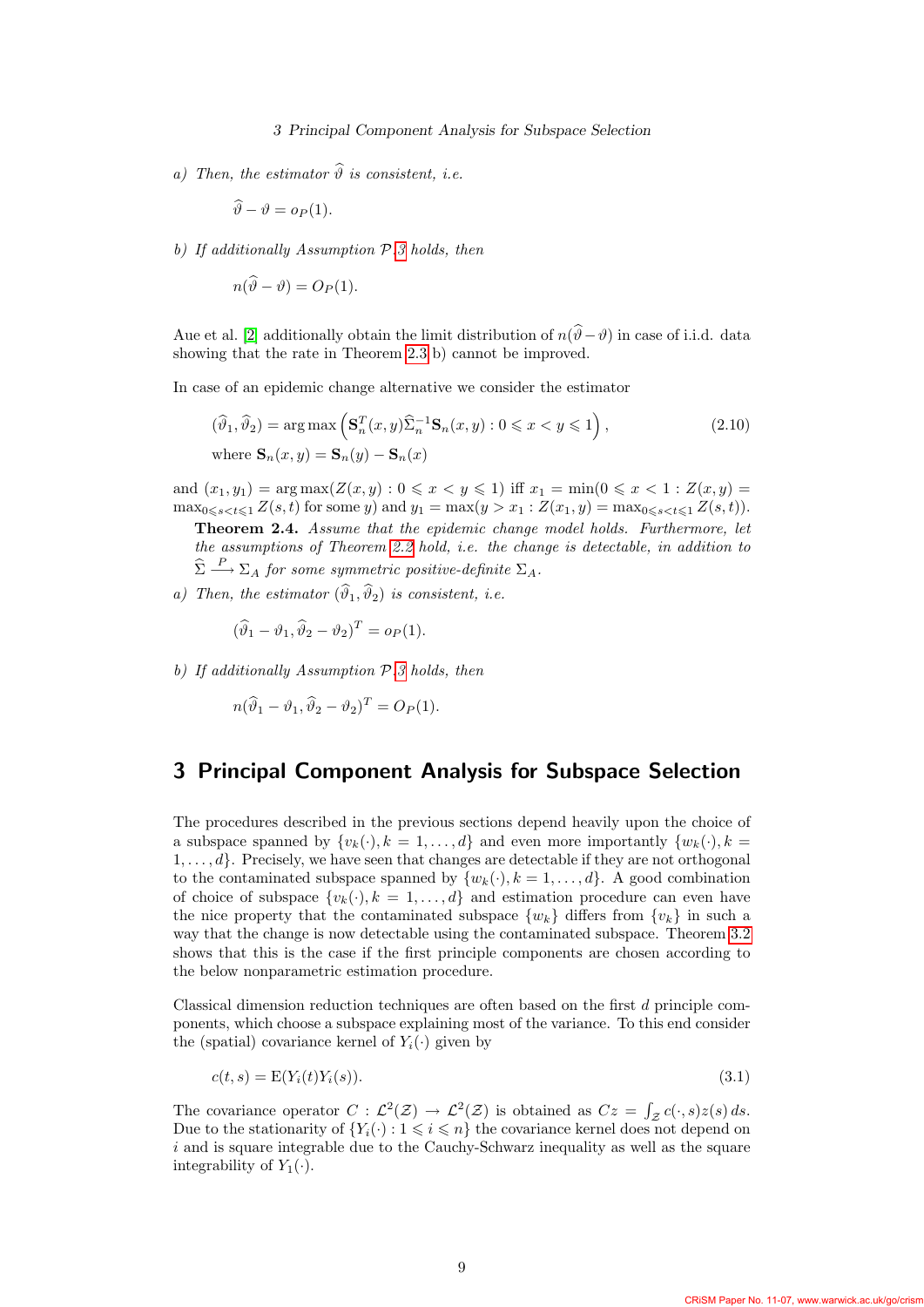*a) Then, the estimator $\widehat{\vartheta}$ is consistent, i.e.*

$$\widehat{\vartheta} - \vartheta = o_P(1).$$

*b) If additionally Assumption $\mathcal{P}.3$ holds, then*

$$n(\widehat{\vartheta} - \vartheta) = O_P(1).$$

Aue et al. [2] additionally obtain the limit distribution of $n(\widehat{\vartheta} - \vartheta)$ in case of i.i.d. data showing that the rate in Theorem 2.3 b) cannot be improved.

In case of an epidemic change alternative we consider the estimator

$$(\widehat{\vartheta}_1, \widehat{\vartheta}_2) = \arg\max\left(\mathbf{S}_n^T(x,y)\widehat{\Sigma}_n^{-1}\mathbf{S}_n(x,y) : 0 \leqslant x < y \leqslant 1\right), \tag{2.10}$$
$$\text{where } \mathbf{S}_n(x,y) = \mathbf{S}_n(y) - \mathbf{S}_n(x)$$

and $(x_1, y_1) = \arg\max(Z(x,y) : 0 \leqslant x < y \leqslant 1)$ iff $x_1 = \min(0 \leqslant x < 1 : Z(x,y) = \max_{0\leqslant s<t\leqslant 1} Z(s,t)$ for some $y)$ and $y_1 = \max(y > x_1 : Z(x_1,y) = \max_{0\leqslant s<t\leqslant 1} Z(s,t))$.

**Theorem 2.4.** *Assume that the epidemic change model holds. Furthermore, let the assumptions of Theorem 2.2 hold, i.e. the change is detectable, in addition to $\widehat{\Sigma} \xrightarrow{P} \Sigma_A$ for some symmetric positive-definite $\Sigma_A$.*

*a) Then, the estimator $(\widehat{\vartheta}_1, \widehat{\vartheta}_2)$ is consistent, i.e.*

$$(\widehat{\vartheta}_1 - \vartheta_1, \widehat{\vartheta}_2 - \vartheta_2)^T = o_P(1).$$

*b) If additionally Assumption $\mathcal{P}.3$ holds, then*

$$n(\widehat{\vartheta}_1 - \vartheta_1, \widehat{\vartheta}_2 - \vartheta_2)^T = O_P(1).$$

# 3 Principal Component Analysis for Subspace Selection

The procedures described in the previous sections depend heavily upon the choice of a subspace spanned by $\{v_k(\cdot), k = 1, \ldots, d\}$ and even more importantly $\{w_k(\cdot), k = 1, \ldots, d\}$. Precisely, we have seen that changes are detectable if they are not orthogonal to the contaminated subspace spanned by $\{v_k(\cdot), k = 1, \ldots, d\}$. A good combination of choice of subspace $\{v_k(\cdot), k = 1, \ldots, d\}$ and estimation procedure can even have the nice property that the contaminated subspace $\{w_k\}$ differs from $\{v_k\}$ in such a way that the change is now detectable using the contaminated subspace. Theorem 3.2 shows that this is the case if the first principle components are chosen according to the below nonparametric estimation procedure.

Classical dimension reduction techniques are often based on the first $d$ principle components, which choose a subspace explaining most of the variance. To this end consider the (spatial) covariance kernel of $Y_i(\cdot)$ given by

$$c(t,s) = \mathrm{E}(Y_i(t)Y_i(s)). \tag{3.1}$$

The covariance operator $C : \mathcal{L}^2(\mathcal{Z}) \to \mathcal{L}^2(\mathcal{Z})$ is obtained as $Cz = \int_{\mathcal{Z}} c(\cdot,s)z(s)\,ds$. Due to the stationarity of $\{Y_i(\cdot) : 1 \leqslant i \leqslant n\}$ the covariance kernel does not depend on $i$ and is square integrable due to the Cauchy-Schwarz inequality as well as the square integrability of $Y_1(\cdot)$.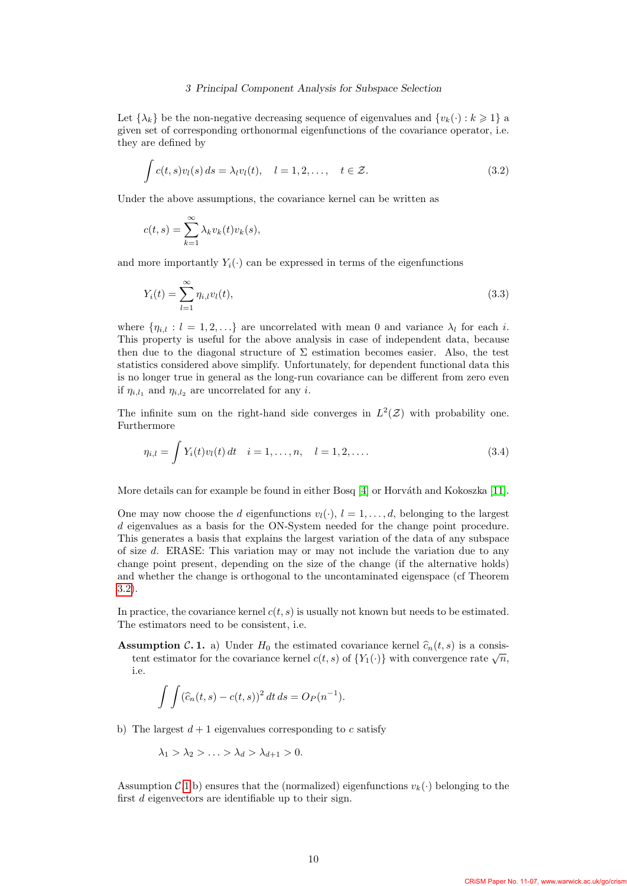Let $\{\lambda_k\}$ be the non-negative decreasing sequence of eigenvalues and $\{v_k(\cdot) : k \geqslant 1\}$ a given set of corresponding orthonormal eigenfunctions of the covariance operator, i.e. they are defined by

$$\int c(t,s)v_l(s)\,ds = \lambda_l v_l(t), \quad l = 1,2,\ldots, \quad t \in \mathcal{Z}. \tag{3.2}$$

Under the above assumptions, the covariance kernel can be written as

$$c(t,s) = \sum_{k=1}^{\infty} \lambda_k v_k(t) v_k(s),$$

and more importantly $Y_i(\cdot)$ can be expressed in terms of the eigenfunctions

$$Y_i(t) = \sum_{l=1}^{\infty} \eta_{i,l} v_l(t), \tag{3.3}$$

where $\{\eta_{i,l} : l = 1,2,\ldots\}$ are uncorrelated with mean 0 and variance $\lambda_l$ for each $i$. This property is useful for the above analysis in case of independent data, because then due to the diagonal structure of $\Sigma$ estimation becomes easier. Also, the test statistics considered above simplify. Unfortunately, for dependent functional data this is no longer true in general as the long-run covariance can be different from zero even if $\eta_{i,l_1}$ and $\eta_{i,l_2}$ are uncorrelated for any $i$.

The infinite sum on the right-hand side converges in $L^2(\mathcal{Z})$ with probability one. Furthermore

$$\eta_{i,l} = \int Y_i(t) v_l(t)\,dt \quad i = 1,\ldots,n, \quad l = 1,2,\ldots. \tag{3.4}$$

More details can for example be found in either Bosq [4] or Horváth and Kokoszka [11].

One may now choose the $d$ eigenfunctions $v_l(\cdot)$, $l = 1,\ldots,d$, belonging to the largest $d$ eigenvalues as a basis for the ON-System needed for the change point procedure. This generates a basis that explains the largest variation of the data of any subspace of size $d$. ERASE: This variation may or may not include the variation due to any change point present, depending on the size of the change (if the alternative holds) and whether the change is orthogonal to the uncontaminated eigenspace (cf Theorem 3.2).

In practice, the covariance kernel $c(t,s)$ is usually not known but needs to be estimated. The estimators need to be consistent, i.e.

**Assumption $\mathcal{C}$. 1.** a) Under $H_0$ the estimated covariance kernel $\widehat{c}_n(t,s)$ is a consistent estimator for the covariance kernel $c(t,s)$ of $\{Y_1(\cdot)\}$ with convergence rate $\sqrt{n}$, i.e.

$$\int\int (\widehat{c}_n(t,s) - c(t,s))^2\,dt\,ds = O_P(n^{-1}).$$

b) The largest $d+1$ eigenvalues corresponding to $c$ satisfy

$$\lambda_1 > \lambda_2 > \ldots > \lambda_d > \lambda_{d+1} > 0.$$

Assumption $\mathcal{C}$ 1 b) ensures that the (normalized) eigenfunctions $v_k(\cdot)$ belonging to the first $d$ eigenvectors are identifiable up to their sign.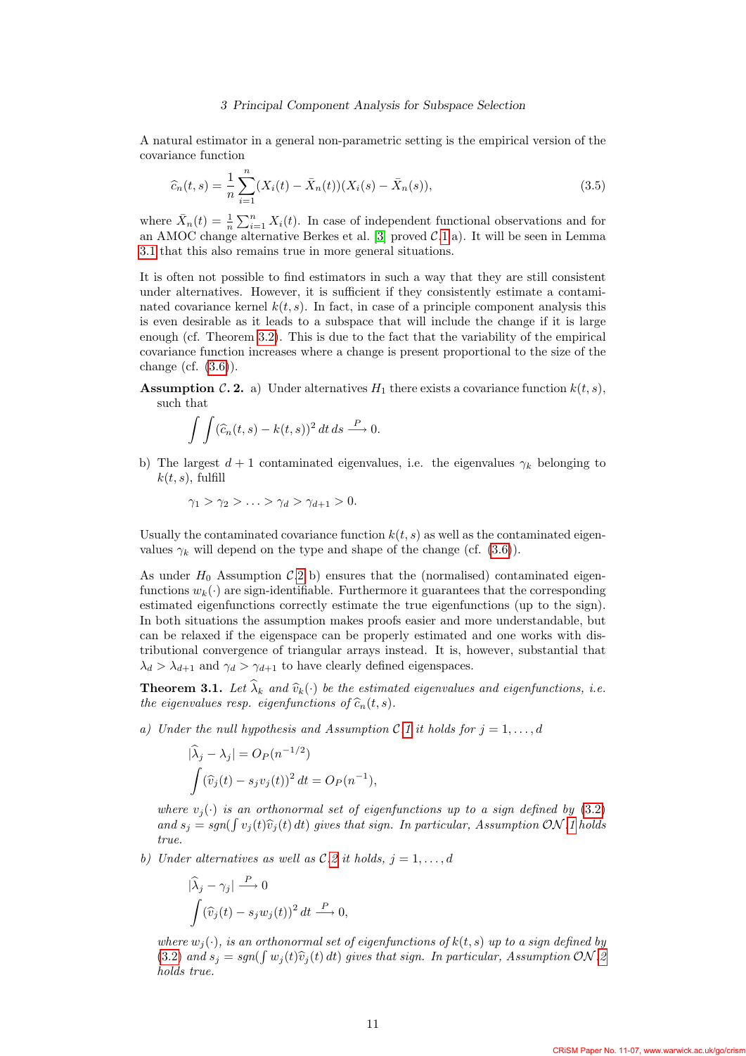A natural estimator in a general non-parametric setting is the empirical version of the covariance function

$$\widehat{c}_n(t,s) = \frac{1}{n}\sum_{i=1}^{n}(X_i(t) - \bar{X}_n(t))(X_i(s) - \bar{X}_n(s)), \tag{3.5}$$

where $\bar{X}_n(t) = \frac{1}{n}\sum_{i=1}^{n} X_i(t)$. In case of independent functional observations and for an AMOC change alternative Berkes et al. [3] proved $\mathcal{C}.1$ a). It will be seen in Lemma 3.1 that this also remains true in more general situations.

It is often not possible to find estimators in such a way that they are still consistent under alternatives. However, it is sufficient if they consistently estimate a contaminated covariance kernel $k(t,s)$. In fact, in case of a principle component analysis this is even desirable as it leads to a subspace that will include the change if it is large enough (cf. Theorem 3.2). This is due to the fact that the variability of the empirical covariance function increases where a change is present proportional to the size of the change (cf. (3.6)).

**Assumption $\mathcal{C}$. 2.** a) Under alternatives $H_1$ there exists a covariance function $k(t,s)$, such that

$$\int\int (\widehat{c}_n(t,s) - k(t,s))^2 \, dt \, ds \xrightarrow{P} 0.$$

b) The largest $d+1$ contaminated eigenvalues, i.e. the eigenvalues $\gamma_k$ belonging to $k(t,s)$, fulfill

$$\gamma_1 > \gamma_2 > \ldots > \gamma_d > \gamma_{d+1} > 0.$$

Usually the contaminated covariance function $k(t,s)$ as well as the contaminated eigenvalues $\gamma_k$ will depend on the type and shape of the change (cf. (3.6)).

As under $H_0$ Assumption $\mathcal{C}.2$ b) ensures that the (normalised) contaminated eigenfunctions $w_k(\cdot)$ are sign-identifiable. Furthermore it guarantees that the corresponding estimated eigenfunctions correctly estimate the true eigenfunctions (up to the sign). In both situations the assumption makes proofs easier and more understandable, but can be relaxed if the eigenspace can be properly estimated and one works with distributional convergence of triangular arrays instead. It is, however, substantial that $\lambda_d > \lambda_{d+1}$ and $\gamma_d > \gamma_{d+1}$ to have clearly defined eigenspaces.

**Theorem 3.1.** *Let $\widehat{\lambda}_k$ and $\widehat{v}_k(\cdot)$ be the estimated eigenvalues and eigenfunctions, i.e. the eigenvalues resp. eigenfunctions of $\widehat{c}_n(t,s)$.*

*a) Under the null hypothesis and Assumption $\mathcal{C}.1$ it holds for $j = 1, \ldots, d$*

$$|\widehat{\lambda}_j - \lambda_j| = O_P(n^{-1/2})$$
$$\int (\widehat{v}_j(t) - s_j v_j(t))^2 \, dt = O_P(n^{-1}),$$

*where $v_j(\cdot)$ is an orthonormal set of eigenfunctions up to a sign defined by (3.2) and $s_j = sgn(\int v_j(t)\widehat{v}_j(t)\,dt)$ gives that sign. In particular, Assumption $\mathcal{ON}.1$ holds true.*

*b) Under alternatives as well as $\mathcal{C}.2$ it holds, $j = 1, \ldots, d$*

$$|\widehat{\lambda}_j - \gamma_j| \xrightarrow{P} 0$$
$$\int (\widehat{v}_j(t) - s_j w_j(t))^2 \, dt \xrightarrow{P} 0,$$

*where $w_j(\cdot)$, is an orthonormal set of eigenfunctions of $k(t,s)$ up to a sign defined by (3.2) and $s_j = sgn(\int w_j(t)\widehat{v}_j(t)\,dt)$ gives that sign. In particular, Assumption $\mathcal{ON}.2$ holds true.*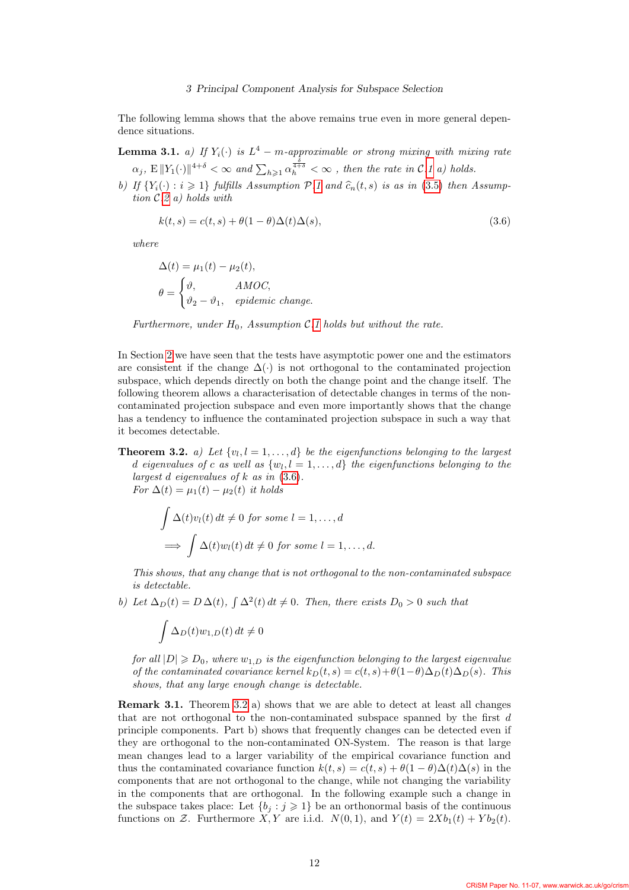The following lemma shows that the above remains true even in more general dependence situations.

**Lemma 3.1.** *a) If $Y_i(\cdot)$ is $L^4 - m$-approximable or strong mixing with mixing rate $\alpha_j$, $\mathrm{E}\,\|Y_1(\cdot)\|^{4+\delta} < \infty$ and $\sum_{h\geqslant 1} \alpha_h^{\frac{\delta}{4+\delta}} < \infty$ , then the rate in $\mathcal{C}.1$ a) holds.*

*b) If $\{Y_i(\cdot) : i \geqslant 1\}$ fulfills Assumption $\mathcal{P}.1$ and $\widehat{c}_n(t,s)$ is as in (3.5) then Assumption $\mathcal{C}.2$ a) holds with*

$$k(t,s) = c(t,s) + \theta(1-\theta)\Delta(t)\Delta(s), \tag{3.6}$$

*where*

$$\Delta(t) = \mu_1(t) - \mu_2(t),$$
$$\theta = \begin{cases} \vartheta, & AMOC, \\ \vartheta_2 - \vartheta_1, & \text{epidemic change.} \end{cases}$$

*Furthermore, under $H_0$, Assumption $\mathcal{C}.1$ holds but without the rate.*

In Section 2 we have seen that the tests have asymptotic power one and the estimators are consistent if the change $\Delta(\cdot)$ is not orthogonal to the contaminated projection subspace, which depends directly on both the change point and the change itself. The following theorem allows a characterisation of detectable changes in terms of the non-contaminated projection subspace and even more importantly shows that the change has a tendency to influence the contaminated projection subspace in such a way that it becomes detectable.

**Theorem 3.2.** *a) Let $\{v_l, l = 1,\ldots,d\}$ be the eigenfunctions belonging to the largest $d$ eigenvalues of $c$ as well as $\{w_l, l = 1,\ldots,d\}$ the eigenfunctions belonging to the largest $d$ eigenvalues of $k$ as in (3.6).*
*For $\Delta(t) = \mu_1(t) - \mu_2(t)$ it holds*

$$\int \Delta(t) v_l(t)\,dt \neq 0 \text{ for some } l = 1,\ldots,d$$
$$\Longrightarrow \int \Delta(t) w_l(t)\,dt \neq 0 \text{ for some } l = 1,\ldots,d.$$

*This shows, that any change that is not orthogonal to the non-contaminated subspace is detectable.*

*b) Let $\Delta_D(t) = D\,\Delta(t)$, $\int \Delta^2(t)\,dt \neq 0$. Then, there exists $D_0 > 0$ such that*

$$\int \Delta_D(t) w_{1,D}(t)\,dt \neq 0$$

*for all $|D| \geqslant D_0$, where $w_{1,D}$ is the eigenfunction belonging to the largest eigenvalue of the contaminated covariance kernel $k_D(t,s) = c(t,s) + \theta(1-\theta)\Delta_D(t)\Delta_D(s)$. This shows, that any large enough change is detectable.*

**Remark 3.1.** Theorem 3.2 a) shows that we are able to detect at least all changes that are not orthogonal to the non-contaminated subspace spanned by the first $d$ principle components. Part b) shows that frequently changes can be detected even if they are orthogonal to the non-contaminated ON-System. The reason is that large mean changes lead to a larger variability of the empirical covariance function and thus the contaminated covariance function $k(t,s) = c(t,s) + \theta(1-\theta)\Delta(t)\Delta(s)$ in the components that are not orthogonal to the change, while not changing the variability in the components that are orthogonal. In the following example such a change in the subspace takes place: Let $\{b_j : j \geqslant 1\}$ be an orthonormal basis of the continuous functions on $\mathcal{Z}$. Furthermore $X, Y$ are i.i.d. $N(0,1)$, and $Y(t) = 2Xb_1(t) + Yb_2(t)$.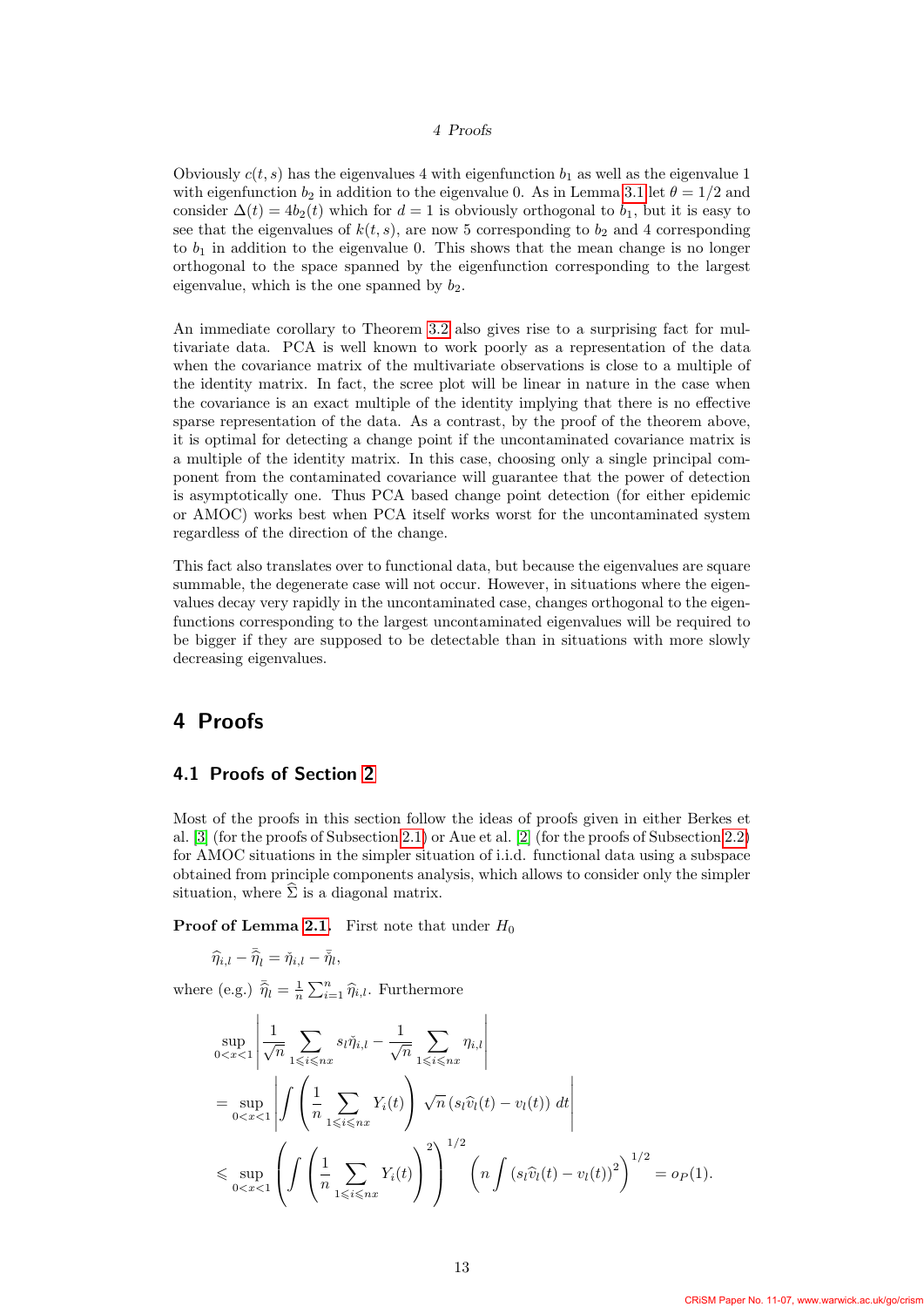Obviously $c(t,s)$ has the eigenvalues 4 with eigenfunction $b_1$ as well as the eigenvalue 1 with eigenfunction $b_2$ in addition to the eigenvalue 0. As in Lemma 3.1 let $\theta = 1/2$ and consider $\Delta(t) = 4b_2(t)$ which for $d = 1$ is obviously orthogonal to $b_1$, but it is easy to see that the eigenvalues of $k(t,s)$, are now 5 corresponding to $b_2$ and 4 corresponding to $b_1$ in addition to the eigenvalue 0. This shows that the mean change is no longer orthogonal to the space spanned by the eigenfunction corresponding to the largest eigenvalue, which is the one spanned by $b_2$.

An immediate corollary to Theorem 3.2 also gives rise to a surprising fact for multivariate data. PCA is well known to work poorly as a representation of the data when the covariance matrix of the multivariate observations is close to a multiple of the identity matrix. In fact, the scree plot will be linear in nature in the case when the covariance is an exact multiple of the identity implying that there is no effective sparse representation of the data. As a contrast, by the proof of the theorem above, it is optimal for detecting a change point if the uncontaminated covariance matrix is a multiple of the identity matrix. In this case, choosing only a single principal component from the contaminated covariance will guarantee that the power of detection is asymptotically one. Thus PCA based change point detection (for either epidemic or AMOC) works best when PCA itself works worst for the uncontaminated system regardless of the direction of the change.

This fact also translates over to functional data, but because the eigenvalues are square summable, the degenerate case will not occur. However, in situations where the eigenvalues decay very rapidly in the uncontaminated case, changes orthogonal to the eigenfunctions corresponding to the largest uncontaminated eigenvalues will be required to be bigger if they are supposed to be detectable than in situations with more slowly decreasing eigenvalues.

# 4 Proofs

## 4.1 Proofs of Section 2

Most of the proofs in this section follow the ideas of proofs given in either Berkes et al. [3] (for the proofs of Subsection 2.1) or Aue et al. [2] (for the proofs of Subsection 2.2) for AMOC situations in the simpler situation of i.i.d. functional data using a subspace obtained from principle components analysis, which allows to consider only the simpler situation, where $\widehat{\Sigma}$ is a diagonal matrix.

**Proof of Lemma 2.1.** First note that under $H_0$

$$\widehat{\eta}_{i,l} - \bar{\widehat{\eta}}_l = \check{\eta}_{i,l} - \bar{\check{\eta}}_l,$$

where (e.g.) $\bar{\widehat{\eta}}_l = \frac{1}{n}\sum_{i=1}^{n} \widehat{\eta}_{i,l}$. Furthermore

$$\begin{aligned}
&\sup_{0<x<1} \left| \frac{1}{\sqrt{n}} \sum_{1\leqslant i\leqslant nx} s_l \check{\eta}_{i,l} - \frac{1}{\sqrt{n}} \sum_{1\leqslant i\leqslant nx} \eta_{i,l} \right| \\
&= \sup_{0<x<1} \left| \int \left( \frac{1}{n} \sum_{1\leqslant i\leqslant nx} Y_i(t) \right) \sqrt{n}\,(s_l \widehat{v}_l(t) - v_l(t))\, dt \right| \\
&\leqslant \sup_{0<x<1} \left( \int \left( \frac{1}{n} \sum_{1\leqslant i\leqslant nx} Y_i(t) \right)^2 \right)^{1/2} \left( n \int \left( s_l \widehat{v}_l(t) - v_l(t) \right)^2 \right)^{1/2} = o_P(1).
\end{aligned}$$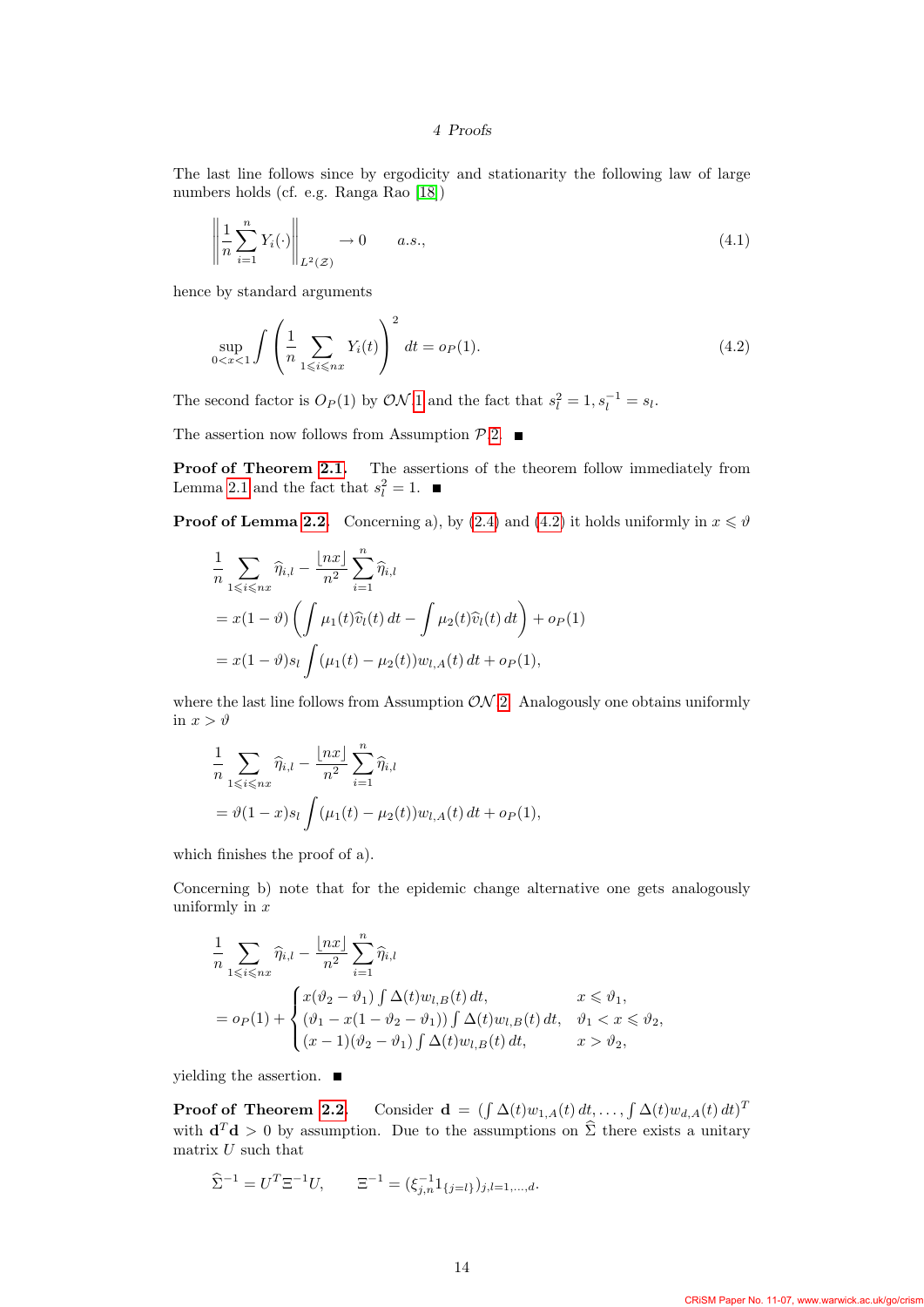The last line follows since by ergodicity and stationarity the following law of large numbers holds (cf. e.g. Ranga Rao [18])

$$\left\| \frac{1}{n} \sum_{i=1}^{n} Y_i(\cdot) \right\|_{L^2(\mathcal{Z})} \to 0 \qquad a.s., \tag{4.1}$$

hence by standard arguments

$$\sup_{0<x<1} \int \left( \frac{1}{n} \sum_{1 \leqslant i \leqslant nx} Y_i(t) \right)^2 dt = o_P(1). \tag{4.2}$$

The second factor is $O_P(1)$ by $\mathcal{ON}$ 1 and the fact that $s_l^2 = 1, s_l^{-1} = s_l$.

The assertion now follows from Assumption $\mathcal{P}$ 2. ■

**Proof of Theorem 2.1.** The assertions of the theorem follow immediately from Lemma 2.1 and the fact that $s_l^2 = 1$. ■

**Proof of Lemma 2.2.** Concerning a), by (2.4) and (4.2) it holds uniformly in $x \leqslant \vartheta$

$$\begin{aligned}
&\frac{1}{n} \sum_{1 \leqslant i \leqslant nx} \widehat{\eta}_{i,l} - \frac{\lfloor nx \rfloor}{n^2} \sum_{i=1}^{n} \widehat{\eta}_{i,l} \\
&= x(1-\vartheta) \left( \int \mu_1(t) \widehat{v}_l(t)\, dt - \int \mu_2(t) \widehat{v}_l(t)\, dt \right) + o_P(1) \\
&= x(1-\vartheta) s_l \int (\mu_1(t) - \mu_2(t)) w_{l,A}(t)\, dt + o_P(1),
\end{aligned}$$

where the last line follows from Assumption $\mathcal{ON}$ 2. Analogously one obtains uniformly in $x > \vartheta$

$$\begin{aligned}
&\frac{1}{n} \sum_{1 \leqslant i \leqslant nx} \widehat{\eta}_{i,l} - \frac{\lfloor nx \rfloor}{n^2} \sum_{i=1}^{n} \widehat{\eta}_{i,l} \\
&= \vartheta(1-x) s_l \int (\mu_1(t) - \mu_2(t)) w_{l,A}(t)\, dt + o_P(1),
\end{aligned}$$

which finishes the proof of a).

Concerning b) note that for the epidemic change alternative one gets analogously uniformly in $x$

$$\begin{aligned}
&\frac{1}{n} \sum_{1 \leqslant i \leqslant nx} \widehat{\eta}_{i,l} - \frac{\lfloor nx \rfloor}{n^2} \sum_{i=1}^{n} \widehat{\eta}_{i,l} \\
&= o_P(1) + \begin{cases} x(\vartheta_2 - \vartheta_1) \int \Delta(t) w_{l,B}(t)\, dt, & x \leqslant \vartheta_1, \\ (\vartheta_1 - x(1 - \vartheta_2 - \vartheta_1)) \int \Delta(t) w_{l,B}(t)\, dt, & \vartheta_1 < x \leqslant \vartheta_2, \\ (x-1)(\vartheta_2 - \vartheta_1) \int \Delta(t) w_{l,B}(t)\, dt, & x > \vartheta_2, \end{cases}
\end{aligned}$$

yielding the assertion. ■

**Proof of Theorem 2.2.** Consider $\mathbf{d} = (\int \Delta(t) w_{1,A}(t)\, dt, \ldots, \int \Delta(t) w_{d,A}(t)\, dt)^T$ with $\mathbf{d}^T \mathbf{d} > 0$ by assumption. Due to the assumptions on $\widehat{\Sigma}$ there exists a unitary matrix $U$ such that

$$\widehat{\Sigma}^{-1} = U^T \Xi^{-1} U, \qquad \Xi^{-1} = (\xi_{j,n}^{-1} 1_{\{j=l\}})_{j,l=1,\ldots,d}.$$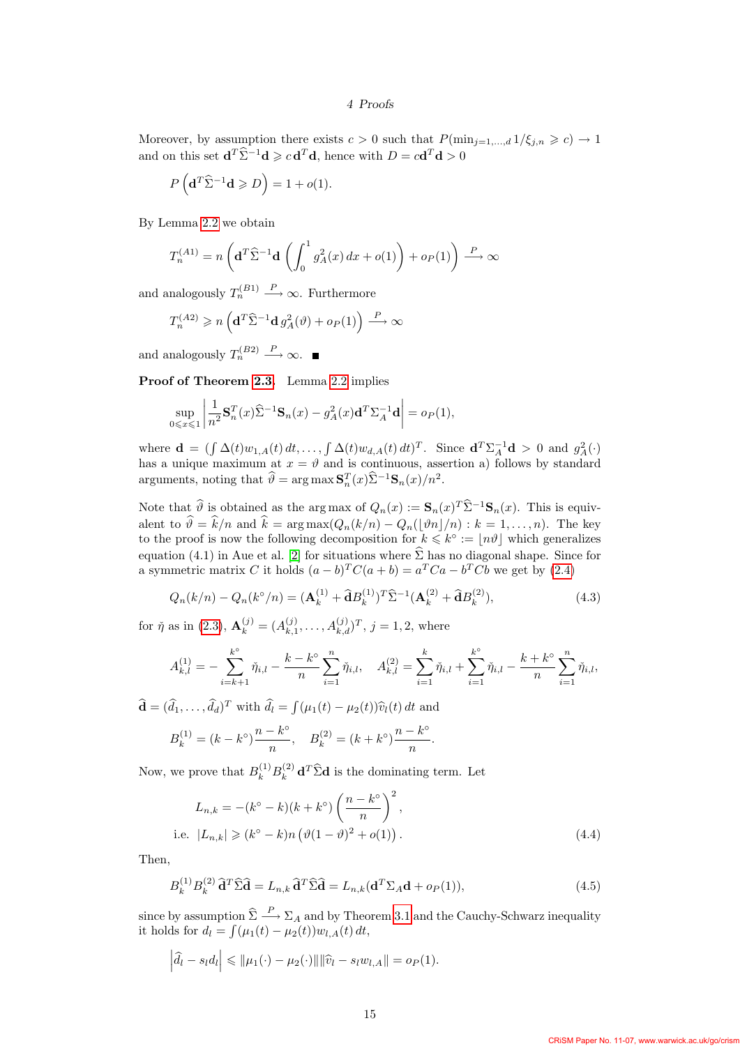Moreover, by assumption there exists $c > 0$ such that $P(\min_{j=1,\ldots,d} 1/\xi_{j,n} \geqslant c) \to 1$ and on this set $\mathbf{d}^T\widehat{\Sigma}^{-1}\mathbf{d} \geqslant c\,\mathbf{d}^T\mathbf{d}$, hence with $D = c\mathbf{d}^T\mathbf{d} > 0$

$$P\left(\mathbf{d}^T\widehat{\Sigma}^{-1}\mathbf{d} \geqslant D\right) = 1 + o(1).$$

By Lemma 2.2 we obtain

$$T_n^{(A1)} = n\left(\mathbf{d}^T\widehat{\Sigma}^{-1}\mathbf{d}\left(\int_0^1 g_A^2(x)\,dx + o(1)\right) + o_P(1)\right) \xrightarrow{P} \infty$$

and analogously $T_n^{(B1)} \xrightarrow{P} \infty$. Furthermore

$$T_n^{(A2)} \geqslant n\left(\mathbf{d}^T\widehat{\Sigma}^{-1}\mathbf{d}\, g_A^2(\vartheta) + o_P(1)\right) \xrightarrow{P} \infty$$

and analogously $T_n^{(B2)} \xrightarrow{P} \infty$. ■

**Proof of Theorem 2.3.** Lemma 2.2 implies

$$\sup_{0\leqslant x\leqslant 1}\left|\frac{1}{n^2}\mathbf{S}_n^T(x)\widehat{\Sigma}^{-1}\mathbf{S}_n(x) - g_A^2(x)\mathbf{d}^T\Sigma_A^{-1}\mathbf{d}\right| = o_P(1),$$

where $\mathbf{d} = (\int \Delta(t)w_{1,A}(t)\,dt, \ldots, \int \Delta(t)w_{d,A}(t)\,dt)^T$. Since $\mathbf{d}^T\Sigma_A^{-1}\mathbf{d} > 0$ and $g_A^2(\cdot)$ has a unique maximum at $x = \vartheta$ and is continuous, assertion a) follows by standard arguments, noting that $\widehat{\vartheta} = \arg\max \mathbf{S}_n^T(x)\widehat{\Sigma}^{-1}\mathbf{S}_n(x)/n^2$.

Note that $\widehat{\vartheta}$ is obtained as the arg max of $Q_n(x) := \mathbf{S}_n(x)^T\widehat{\Sigma}^{-1}\mathbf{S}_n(x)$. This is equivalent to $\widehat{\vartheta} = \widehat{k}/n$ and $\widehat{k} = \arg\max(Q_n(k/n) - Q_n(\lfloor\vartheta n\rfloor/n) : k = 1, \ldots, n)$. The key to the proof is now the following decomposition for $k \leqslant k^\circ := \lfloor n\vartheta\rfloor$ which generalizes equation (4.1) in Aue et al. [2] for situations where $\widehat{\Sigma}$ has no diagonal shape. Since for a symmetric matrix $C$ it holds $(a-b)^TC(a+b) = a^TCa - b^TCb$ we get by (2.4)

$$Q_n(k/n) - Q_n(k^\circ/n) = (\mathbf{A}_k^{(1)} + \widehat{\mathbf{d}}B_k^{(1)})^T\widehat{\Sigma}^{-1}(\mathbf{A}_k^{(2)} + \widehat{\mathbf{d}}B_k^{(2)}), \tag{4.3}$$

for $\check{\eta}$ as in (2.3), $\mathbf{A}_k^{(j)} = (A_{k,1}^{(j)}, \ldots, A_{k,d}^{(j)})^T$, $j = 1, 2$, where

$$A_{k,l}^{(1)} = -\sum_{i=k+1}^{k^\circ}\check{\eta}_{i,l} - \frac{k-k^\circ}{n}\sum_{i=1}^{n}\check{\eta}_{i,l}, \quad A_{k,l}^{(2)} = \sum_{i=1}^{k}\check{\eta}_{i,l} + \sum_{i=1}^{k^\circ}\check{\eta}_{i,l} - \frac{k+k^\circ}{n}\sum_{i=1}^{n}\check{\eta}_{i,l},$$

$\widehat{\mathbf{d}} = (\widehat{d}_1, \ldots, \widehat{d}_d)^T$ with $\widehat{d}_l = \int(\mu_1(t) - \mu_2(t))\widehat{v}_l(t)\,dt$ and

$$B_k^{(1)} = (k-k^\circ)\frac{n-k^\circ}{n}, \quad B_k^{(2)} = (k+k^\circ)\frac{n-k^\circ}{n}.$$

Now, we prove that $B_k^{(1)}B_k^{(2)}\,\mathbf{d}^T\widehat{\Sigma}\mathbf{d}$ is the dominating term. Let

$$\begin{aligned} L_{n,k} &= -(k^\circ - k)(k+k^\circ)\left(\frac{n-k^\circ}{n}\right)^2, \\ \text{i.e. } |L_{n,k}| &\geqslant (k^\circ - k)n\left(\vartheta(1-\vartheta)^2 + o(1)\right). \end{aligned} \tag{4.4}$$

Then,

$$B_k^{(1)}B_k^{(2)}\,\widehat{\mathbf{d}}^T\widehat{\Sigma}\widehat{\mathbf{d}} = L_{n,k}\,\widehat{\mathbf{d}}^T\widehat{\Sigma}\widehat{\mathbf{d}} = L_{n,k}(\mathbf{d}^T\Sigma_A\mathbf{d} + o_P(1)), \tag{4.5}$$

since by assumption $\widehat{\Sigma} \xrightarrow{P} \Sigma_A$ and by Theorem 3.1 and the Cauchy-Schwarz inequality it holds for $d_l = \int(\mu_1(t) - \mu_2(t))w_{l,A}(t)\,dt$,

$$\left|\widehat{d}_l - s_ld_l\right| \leqslant \|\mu_1(\cdot) - \mu_2(\cdot)\|\|\widehat{v}_l - s_lw_{l,A}\| = o_P(1).$$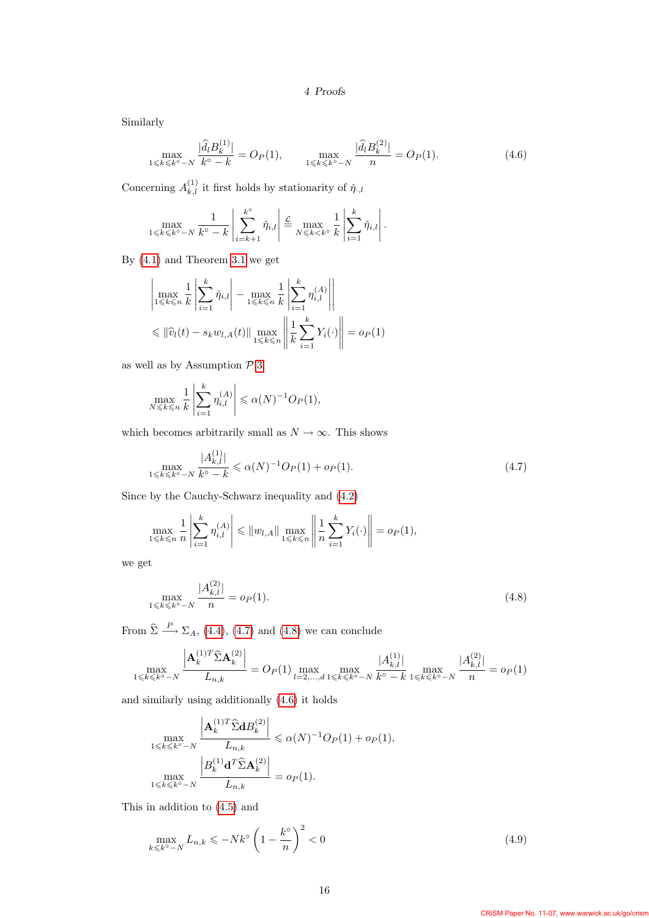Similarly

$$\max_{1\leqslant k\leqslant k^\circ-N}\frac{|\widehat{d}_l B_k^{(1)}|}{k^\circ-k}=O_P(1),\qquad \max_{1\leqslant k\leqslant k^\circ-N}\frac{|\widehat{d}_l B_k^{(2)}|}{n}=O_P(1). \tag{4.6}$$

Concerning $A_{k,l}^{(1)}$ it first holds by stationarity of $\check{\eta}_{\cdot,l}$

$$\max_{1\leqslant k\leqslant k^\circ-N}\frac{1}{k^\circ-k}\left|\sum_{i=k+1}^{k^\circ}\check{\eta}_{i,l}\right|\overset{\mathcal{L}}{=}\max_{N\leqslant k<k^\circ}\frac{1}{k}\left|\sum_{i=1}^{k}\check{\eta}_{i,l}\right|.$$

By (4.1) and Theorem 3.1 we get

$$\begin{aligned}
&\left|\max_{1\leqslant k\leqslant n}\frac{1}{k}\left|\sum_{i=1}^{k}\check{\eta}_{i,l}\right|-\max_{1\leqslant k\leqslant n}\frac{1}{k}\left|\sum_{i=1}^{k}\eta_{i,l}^{(A)}\right|\right|\\
&\leqslant\|\widehat{v}_l(t)-s_k w_{l,A}(t)\|\max_{1\leqslant k\leqslant n}\left\|\frac{1}{k}\sum_{i=1}^{k}Y_i(\cdot)\right\|=o_P(1)
\end{aligned}$$

as well as by Assumption $\mathcal{P}$.3

$$\max_{N\leqslant k\leqslant n}\frac{1}{k}\left|\sum_{i=1}^{k}\eta_{i,l}^{(A)}\right|\leqslant\alpha(N)^{-1}O_P(1),$$

which becomes arbitrarily small as $N\to\infty$. This shows

$$\max_{1\leqslant k\leqslant k^\circ-N}\frac{|A_{k,l}^{(1)}|}{k^\circ-k}\leqslant\alpha(N)^{-1}O_P(1)+o_P(1). \tag{4.7}$$

Since by the Cauchy-Schwarz inequality and (4.2)

$$\max_{1\leqslant k\leqslant n}\frac{1}{n}\left|\sum_{i=1}^{k}\eta_{i,l}^{(A)}\right|\leqslant\|w_{l,A}\|\max_{1\leqslant k\leqslant n}\left\|\frac{1}{n}\sum_{i=1}^{k}Y_i(\cdot)\right\|=o_P(1),$$

we get

$$\max_{1\leqslant k\leqslant k^\circ-N}\frac{|A_{k,l}^{(2)}|}{n}=o_P(1). \tag{4.8}$$

From $\widehat{\Sigma}\xrightarrow{P}\Sigma_A$, (4.4), (4.7) and (4.8) we can conclude

$$\max_{1\leqslant k\leqslant k^\circ-N}\frac{\left|\mathbf{A}_k^{(1)T}\widehat{\Sigma}\mathbf{A}_k^{(2)}\right|}{L_{n,k}}=O_P(1)\max_{l=2,\ldots,d}\max_{1\leqslant k\leqslant k^\circ-N}\frac{|A_{k,l}^{(1)}|}{k^\circ-k}\max_{1\leqslant k\leqslant k^\circ-N}\frac{|A_{k,l}^{(2)}|}{n}=o_P(1)$$

and similarly using additionally (4.6) it holds

$$\begin{aligned}
\max_{1\leqslant k\leqslant k^\circ-N}\frac{\left|\mathbf{A}_k^{(1)T}\widehat{\Sigma}\mathbf{d}B_k^{(2)}\right|}{L_{n,k}}&\leqslant\alpha(N)^{-1}O_P(1)+o_P(1),\\
\max_{1\leqslant k\leqslant k^\circ-N}\frac{\left|B_k^{(1)}\mathbf{d}^T\widehat{\Sigma}\mathbf{A}_k^{(2)}\right|}{L_{n,k}}&=o_P(1).
\end{aligned}$$

This in addition to (4.5) and

$$\max_{k\leqslant k^\circ-N}L_{n,k}\leqslant-Nk^\circ\left(1-\frac{k^\circ}{n}\right)^2<0 \tag{4.9}$$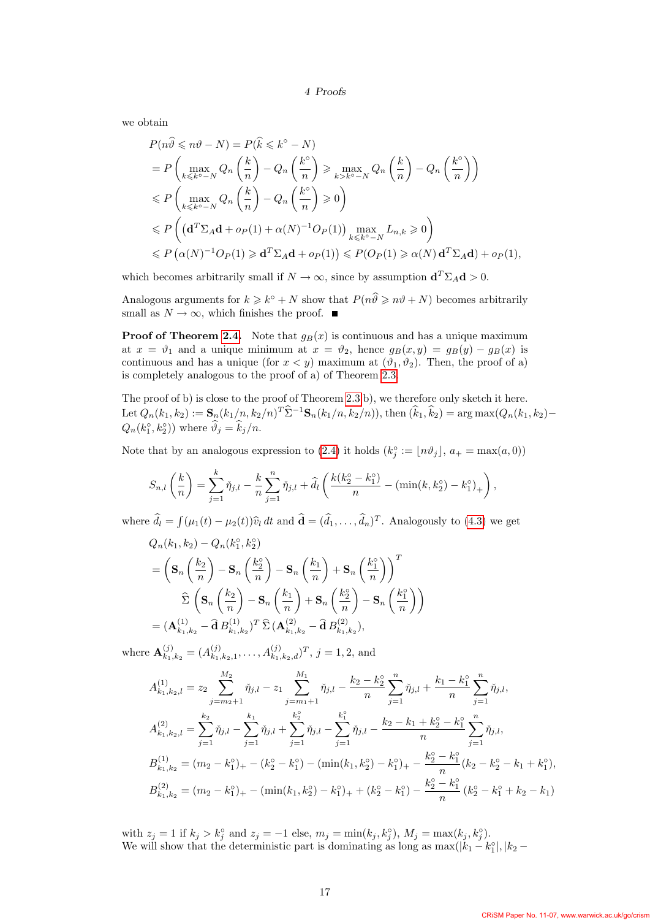we obtain

$$
\begin{aligned}
&P(n\widehat{\vartheta} \leqslant n\vartheta - N) = P(\widehat{k} \leqslant k^{\circ} - N) \\
&= P\left(\max_{k \leqslant k^{\circ}-N} Q_n\left(\frac{k}{n}\right) - Q_n\left(\frac{k^{\circ}}{n}\right) \geqslant \max_{k > k^{\circ}-N} Q_n\left(\frac{k}{n}\right) - Q_n\left(\frac{k^{\circ}}{n}\right)\right) \\
&\leqslant P\left(\max_{k \leqslant k^{\circ}-N} Q_n\left(\frac{k}{n}\right) - Q_n\left(\frac{k^{\circ}}{n}\right) \geqslant 0\right) \\
&\leqslant P\left(\left(\mathbf{d}^T \Sigma_A \mathbf{d} + o_P(1) + \alpha(N)^{-1} O_P(1)\right) \max_{k \leqslant k^{\circ}-N} L_{n,k} \geqslant 0\right) \\
&\leqslant P\left(\alpha(N)^{-1} O_P(1) \geqslant \mathbf{d}^T \Sigma_A \mathbf{d} + o_P(1)\right) \leqslant P(O_P(1) \geqslant \alpha(N)\, \mathbf{d}^T \Sigma_A \mathbf{d}) + o_P(1),
\end{aligned}
$$

which becomes arbitrarily small if $N \to \infty$, since by assumption $\mathbf{d}^T \Sigma_A \mathbf{d} > 0$.

Analogous arguments for $k \geqslant k^{\circ} + N$ show that $P(n\widehat{\vartheta} \geqslant n\vartheta + N)$ becomes arbitrarily small as $N \to \infty$, which finishes the proof. ■

**Proof of Theorem 2.4.** Note that $g_B(x)$ is continuous and has a unique maximum at $x = \vartheta_1$ and a unique minimum at $x = \vartheta_2$, hence $g_B(x, y) = g_B(y) - g_B(x)$ is continuous and has a unique (for $x < y$) maximum at $(\vartheta_1, \vartheta_2)$. Then, the proof of a) is completely analogous to the proof of a) of Theorem 2.3.

The proof of b) is close to the proof of Theorem 2.3 b), we therefore only sketch it here. Let $Q_n(k_1, k_2) := \mathbf{S}_n(k_1/n, k_2/n)^T \widehat{\Sigma}^{-1} \mathbf{S}_n(k_1/n, k_2/n))$, then $(\widehat{k}_1, \widehat{k}_2) = \arg\max(Q_n(k_1, k_2) - Q_n(k_1^{\circ}, k_2^{\circ}))$ where $\widehat{\vartheta}_j = \widehat{k}_j/n$.

Note that by an analogous expression to (2.4) it holds ($k_j^{\circ} := \lfloor n\vartheta_j \rfloor$, $a_+ = \max(a, 0)$)

$$
S_{n,l}\left(\frac{k}{n}\right) = \sum_{j=1}^{k} \check{\eta}_{j,l} - \frac{k}{n}\sum_{j=1}^{n} \check{\eta}_{j,l} + \widehat{d}_l\left(\frac{k(k_2^{\circ} - k_1^{\circ})}{n} - (\min(k, k_2^{\circ}) - k_1^{\circ})_+\right),
$$

where $\widehat{d}_l = \int (\mu_1(t) - \mu_2(t))\widehat{v}_l\, dt$ and $\widehat{\mathbf{d}} = (\widehat{d}_1, \ldots, \widehat{d}_n)^T$. Analogously to (4.3) we get

$$
\begin{aligned}
&Q_n(k_1, k_2) - Q_n(k_1^{\circ}, k_2^{\circ}) \\
&= \left(\mathbf{S}_n\left(\frac{k_2}{n}\right) - \mathbf{S}_n\left(\frac{k_2^{\circ}}{n}\right) - \mathbf{S}_n\left(\frac{k_1}{n}\right) + \mathbf{S}_n\left(\frac{k_1^{\circ}}{n}\right)\right)^T \\
&\qquad \widehat{\Sigma}\left(\mathbf{S}_n\left(\frac{k_2}{n}\right) - \mathbf{S}_n\left(\frac{k_1}{n}\right) + \mathbf{S}_n\left(\frac{k_2^{\circ}}{n}\right) - \mathbf{S}_n\left(\frac{k_1^{\circ}}{n}\right)\right) \\
&= (\mathbf{A}_{k_1,k_2}^{(1)} - \widehat{\mathbf{d}}\, B_{k_1,k_2}^{(1)})^T\, \widehat{\Sigma}\, (\mathbf{A}_{k_1,k_2}^{(2)} - \widehat{\mathbf{d}}\, B_{k_1,k_2}^{(2)}),
\end{aligned}
$$

where $\mathbf{A}_{k_1,k_2}^{(j)} = (A_{k_1,k_2,1}^{(j)}, \ldots, A_{k_1,k_2,d}^{(j)})^T$, $j = 1, 2$, and

$$
\begin{aligned}
A_{k_1,k_2,l}^{(1)} &= z_2 \sum_{j=m_2+1}^{M_2} \check{\eta}_{j,l} - z_1 \sum_{j=m_1+1}^{M_1} \check{\eta}_{j,l} - \frac{k_2 - k_2^{\circ}}{n}\sum_{j=1}^{n} \check{\eta}_{j,l} + \frac{k_1 - k_1^{\circ}}{n}\sum_{j=1}^{n} \check{\eta}_{j,l}, \\
A_{k_1,k_2,l}^{(2)} &= \sum_{j=1}^{k_2} \check{\eta}_{j,l} - \sum_{j=1}^{k_1} \check{\eta}_{j,l} + \sum_{j=1}^{k_2^{\circ}} \check{\eta}_{j,l} - \sum_{j=1}^{k_1^{\circ}} \check{\eta}_{j,l} - \frac{k_2 - k_1 + k_2^{\circ} - k_1^{\circ}}{n}\sum_{j=1}^{n} \check{\eta}_{j,l}, \\
B_{k_1,k_2}^{(1)} &= (m_2 - k_1^{\circ})_+ - (k_2^{\circ} - k_1^{\circ}) - (\min(k_1, k_2^{\circ}) - k_1^{\circ})_+ - \frac{k_2^{\circ} - k_1^{\circ}}{n}(k_2 - k_2^{\circ} - k_1 + k_1^{\circ}), \\
B_{k_1,k_2}^{(2)} &= (m_2 - k_1^{\circ})_+ - (\min(k_1, k_2^{\circ}) - k_1^{\circ})_+ + (k_2^{\circ} - k_1^{\circ}) - \frac{k_2^{\circ} - k_1^{\circ}}{n}(k_2^{\circ} - k_1^{\circ} + k_2 - k_1)
\end{aligned}
$$

with $z_j = 1$ if $k_j > k_j^{\circ}$ and $z_j = -1$ else, $m_j = \min(k_j, k_j^{\circ})$, $M_j = \max(k_j, k_j^{\circ})$. We will show that the deterministic part is dominating as long as $\max(|k_1 - k_1^{\circ}|, |k_2 -$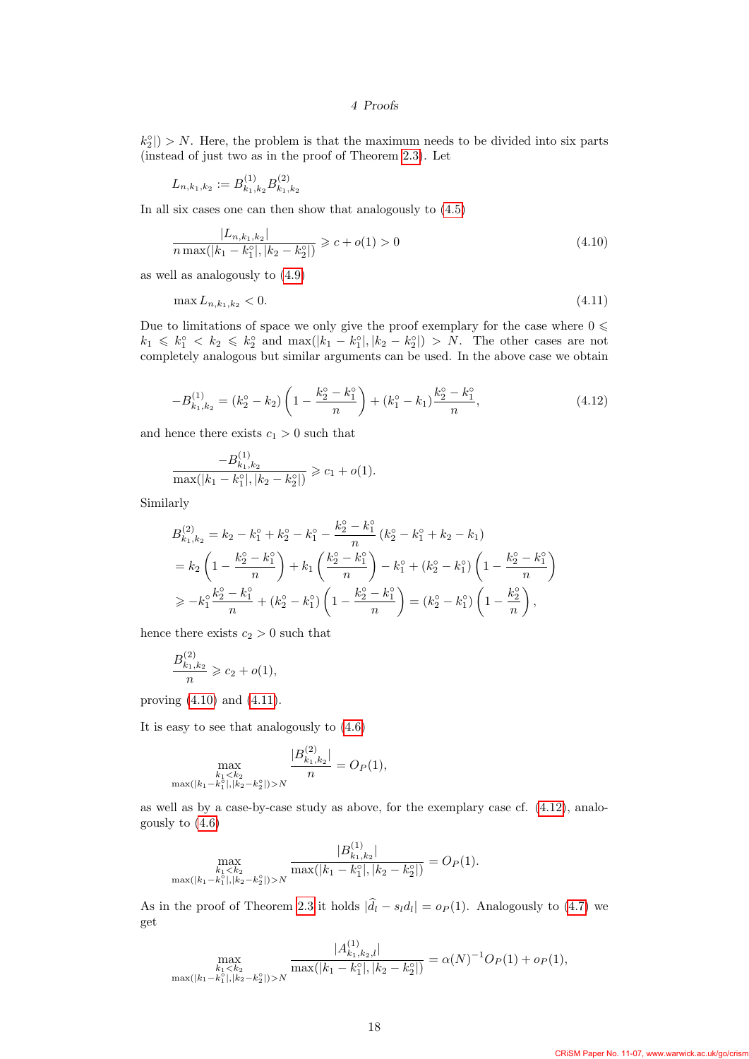$k_2^\circ|) > N$. Here, the problem is that the maximum needs to be divided into six parts (instead of just two as in the proof of Theorem 2.3). Let

$$L_{n,k_1,k_2} := B^{(1)}_{k_1,k_2} B^{(2)}_{k_1,k_2}$$

In all six cases one can then show that analogously to (4.5)

$$\frac{|L_{n,k_1,k_2}|}{n \max(|k_1 - k_1^\circ|, |k_2 - k_2^\circ|)} \geqslant c + o(1) > 0 \tag{4.10}$$

as well as analogously to (4.9)

$$\max L_{n,k_1,k_2} < 0. \tag{4.11}$$

Due to limitations of space we only give the proof exemplary for the case where $0 \leqslant k_1 \leqslant k_1^\circ < k_2 \leqslant k_2^\circ$ and $\max(|k_1 - k_1^\circ|, |k_2 - k_2^\circ|) > N$. The other cases are not completely analogous but similar arguments can be used. In the above case we obtain

$$-B^{(1)}_{k_1,k_2} = (k_2^\circ - k_2)\left(1 - \frac{k_2^\circ - k_1^\circ}{n}\right) + (k_1^\circ - k_1)\frac{k_2^\circ - k_1^\circ}{n}, \tag{4.12}$$

and hence there exists $c_1 > 0$ such that

$$\frac{-B^{(1)}_{k_1,k_2}}{\max(|k_1 - k_1^\circ|, |k_2 - k_2^\circ|)} \geqslant c_1 + o(1).$$

Similarly

$$\begin{aligned}
B^{(2)}_{k_1,k_2} &= k_2 - k_1^\circ + k_2^\circ - k_1^\circ - \frac{k_2^\circ - k_1^\circ}{n}(k_2^\circ - k_1^\circ + k_2 - k_1) \\
&= k_2\left(1 - \frac{k_2^\circ - k_1^\circ}{n}\right) + k_1\left(\frac{k_2^\circ - k_1^\circ}{n}\right) - k_1^\circ + (k_2^\circ - k_1^\circ)\left(1 - \frac{k_2^\circ - k_1^\circ}{n}\right) \\
&\geqslant -k_1^\circ \frac{k_2^\circ - k_1^\circ}{n} + (k_2^\circ - k_1^\circ)\left(1 - \frac{k_2^\circ - k_1^\circ}{n}\right) = (k_2^\circ - k_1^\circ)\left(1 - \frac{k_2^\circ}{n}\right),
\end{aligned}$$

hence there exists $c_2 > 0$ such that

$$\frac{B^{(2)}_{k_1,k_2}}{n} \geqslant c_2 + o(1),$$

proving (4.10) and (4.11).

It is easy to see that analogously to (4.6)

$$\max_{\substack{k_1 < k_2 \\ \max(|k_1 - k_1^\circ|, |k_2 - k_2^\circ|) > N}} \frac{|B^{(2)}_{k_1,k_2}|}{n} = O_P(1),$$

as well as by a case-by-case study as above, for the exemplary case cf. (4.12), analogously to (4.6)

$$\max_{\substack{k_1 < k_2 \\ \max(|k_1 - k_1^\circ|, |k_2 - k_2^\circ|) > N}} \frac{|B^{(1)}_{k_1,k_2}|}{\max(|k_1 - k_1^\circ|, |k_2 - k_2^\circ|)} = O_P(1).$$

As in the proof of Theorem 2.3 it holds $|\widehat{d}_l - s_l d_l| = o_P(1)$. Analogously to (4.7) we get

$$\max_{\substack{k_1 < k_2 \\ \max(|k_1 - k_1^\circ|, |k_2 - k_2^\circ|) > N}} \frac{|A^{(1)}_{k_1,k_2,l}|}{\max(|k_1 - k_1^\circ|, |k_2 - k_2^\circ|)} = \alpha(N)^{-1} O_P(1) + o_P(1),$$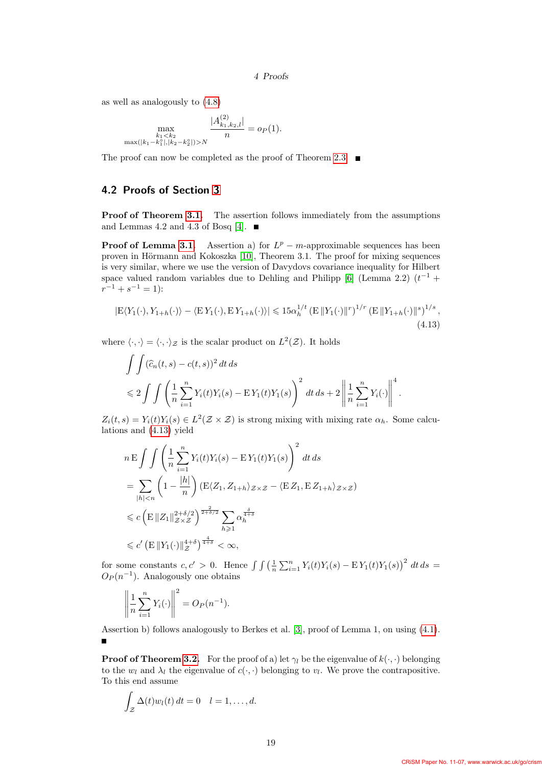as well as analogously to (4.8)

$$\max_{\substack{k_1<k_2\\ \max(|k_1-k_1^\circ|,|k_2-k_2^\circ|)>N}} \frac{|A^{(2)}_{k_1,k_2,l}|}{n} = o_P(1).$$

The proof can now be completed as the proof of Theorem 2.3. ■

## 4.2 Proofs of Section 3

**Proof of Theorem 3.1.** The assertion follows immediately from the assumptions and Lemmas 4.2 and 4.3 of Bosq [4]. ■

**Proof of Lemma 3.1.** Assertion a) for $L^p - m$-approximable sequences has been proven in Hörmann and Kokoszka [10], Theorem 3.1. The proof for mixing sequences is very similar, where we use the version of Davydovs covariance inequality for Hilbert space valued random variables due to Dehling and Philipp [6] (Lemma 2.2) ($t^{-1} + r^{-1} + s^{-1} = 1$):

$$|\mathrm{E}\langle Y_1(\cdot), Y_{1+h}(\cdot)\rangle - \langle \mathrm{E}\, Y_1(\cdot), \mathrm{E}\, Y_{1+h}(\cdot)\rangle| \leqslant 15\alpha_h^{1/t} \left(\mathrm{E}\, \|Y_1(\cdot)\|^r\right)^{1/r} \left(\mathrm{E}\, \|Y_{1+h}(\cdot)\|^s\right)^{1/s}, \tag{4.13}$$

where $\langle\cdot,\cdot\rangle = \langle\cdot,\cdot\rangle_{\mathcal{Z}}$ is the scalar product on $L^2(\mathcal{Z})$. It holds

$$\begin{aligned}
&\int\int (\widehat{c}_n(t,s) - c(t,s))^2\, dt\, ds\\
&\leqslant 2\int\int \left(\frac{1}{n}\sum_{i=1}^n Y_i(t)Y_i(s) - \mathrm{E}\, Y_1(t)Y_1(s)\right)^2 dt\, ds + 2\left\|\frac{1}{n}\sum_{i=1}^n Y_i(\cdot)\right\|^4.
\end{aligned}$$

$Z_i(t,s) = Y_i(t)Y_i(s) \in L^2(\mathcal{Z}\times\mathcal{Z})$ is strong mixing with mixing rate $\alpha_h$. Some calculations and (4.13) yield

$$\begin{aligned}
&n\,\mathrm{E}\int\int \left(\frac{1}{n}\sum_{i=1}^n Y_i(t)Y_i(s) - \mathrm{E}\, Y_1(t)Y_1(s)\right)^2 dt\, ds\\
&= \sum_{|h|<n}\left(1 - \frac{|h|}{n}\right)\left(\mathrm{E}\langle Z_1, Z_{1+h}\rangle_{\mathcal{Z}\times\mathcal{Z}} - \langle \mathrm{E}\, Z_1, \mathrm{E}\, Z_{1+h}\rangle_{\mathcal{Z}\times\mathcal{Z}}\right)\\
&\leqslant c\left(\mathrm{E}\,\|Z_1\|^{2+\delta/2}_{\mathcal{Z}\times\mathcal{Z}}\right)^{\frac{2}{2+\delta/2}} \sum_{h\geqslant 1}\alpha_h^{\frac{\delta}{4+\delta}}\\
&\leqslant c'\left(\mathrm{E}\,\|Y_1(\cdot)\|^{4+\delta}_{\mathcal{Z}}\right)^{\frac{4}{4+\delta}} < \infty,
\end{aligned}$$

for some constants $c, c' > 0$. Hence $\int\int\left(\frac{1}{n}\sum_{i=1}^n Y_i(t)Y_i(s) - \mathrm{E}\, Y_1(t)Y_1(s)\right)^2 dt\, ds = O_P(n^{-1})$. Analogously one obtains

$$\left\|\frac{1}{n}\sum_{i=1}^n Y_i(\cdot)\right\|^2 = O_P(n^{-1}).$$

Assertion b) follows analogously to Berkes et al. [3], proof of Lemma 1, on using (4.1). ■

**Proof of Theorem 3.2.** For the proof of a) let $\gamma_l$ be the eigenvalue of $k(\cdot,\cdot)$ belonging to the $w_l$ and $\lambda_l$ the eigenvalue of $c(\cdot,\cdot)$ belonging to $v_l$. We prove the contrapositive. To this end assume

$$\int_{\mathcal{Z}} \Delta(t) w_l(t)\, dt = 0 \quad l = 1,\ldots,d.$$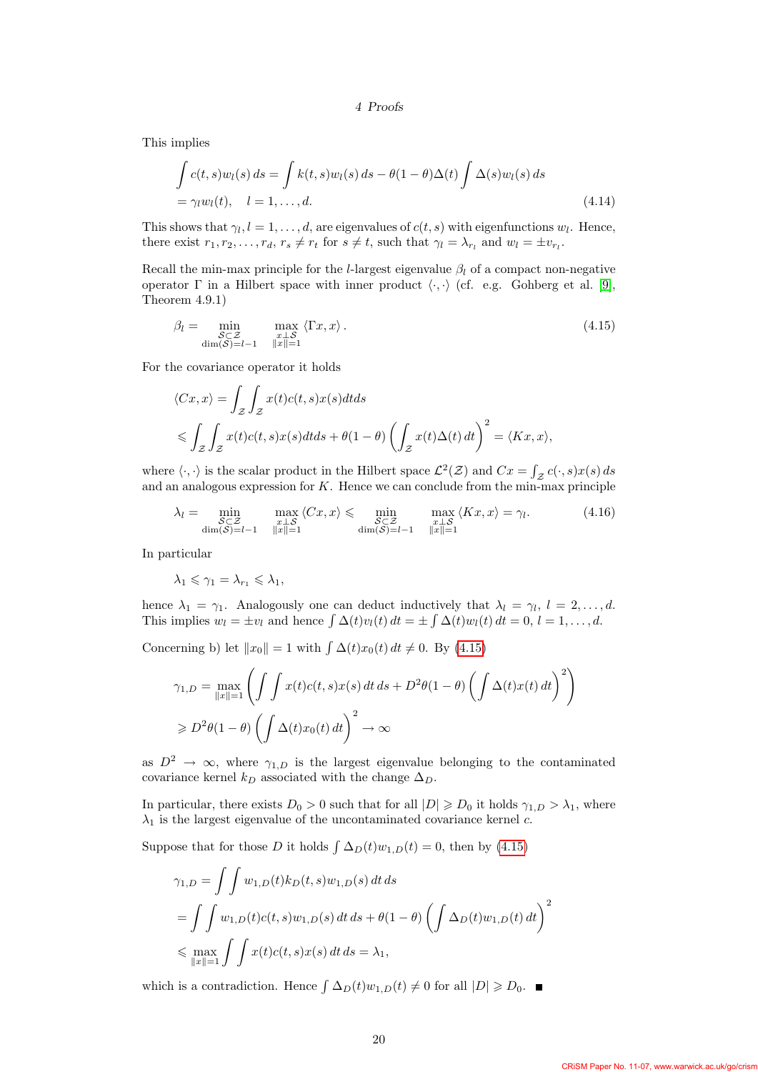This implies

$$\int c(t,s)w_l(s)\,ds = \int k(t,s)w_l(s)\,ds - \theta(1-\theta)\Delta(t)\int \Delta(s)w_l(s)\,ds$$
$$= \gamma_l w_l(t), \quad l = 1,\dots,d. \tag{4.14}$$

This shows that $\gamma_l, l = 1,\dots,d$, are eigenvalues of $c(t,s)$ with eigenfunctions $w_l$. Hence, there exist $r_1, r_2, \dots, r_d$, $r_s \neq r_t$ for $s \neq t$, such that $\gamma_l = \lambda_{r_l}$ and $w_l = \pm v_{r_l}$.

Recall the min-max principle for the $l$-largest eigenvalue $\beta_l$ of a compact non-negative operator $\Gamma$ in a Hilbert space with inner product $\langle\cdot,\cdot\rangle$ (cf. e.g. Gohberg et al. [9], Theorem 4.9.1)

$$\beta_l = \min_{\substack{\mathcal{S}\subset\mathcal{Z}\\ \dim(\mathcal{S})=l-1}} \max_{\substack{x\perp\mathcal{S}\\ \|x\|=1}} \langle \Gamma x, x\rangle. \tag{4.15}$$

For the covariance operator it holds

$$\langle Cx, x\rangle = \int_{\mathcal{Z}}\int_{\mathcal{Z}} x(t)c(t,s)x(s)dtds$$
$$\leqslant \int_{\mathcal{Z}}\int_{\mathcal{Z}} x(t)c(t,s)x(s)dtds + \theta(1-\theta)\left(\int_{\mathcal{Z}} x(t)\Delta(t)\,dt\right)^2 = \langle Kx, x\rangle,$$

where $\langle\cdot,\cdot\rangle$ is the scalar product in the Hilbert space $\mathcal{L}^2(\mathcal{Z})$ and $Cx = \int_{\mathcal{Z}} c(\cdot,s)x(s)\,ds$ and an analogous expression for $K$. Hence we can conclude from the min-max principle

$$\lambda_l = \min_{\substack{\mathcal{S}\subset\mathcal{Z}\\ \dim(\mathcal{S})=l-1}} \max_{\substack{x\perp\mathcal{S}\\ \|x\|=1}} \langle Cx, x\rangle \leqslant \min_{\substack{\mathcal{S}\subset\mathcal{Z}\\ \dim(\mathcal{S})=l-1}} \max_{\substack{x\perp\mathcal{S}\\ \|x\|=1}} \langle Kx, x\rangle = \gamma_l. \tag{4.16}$$

In particular

$$\lambda_1 \leqslant \gamma_1 = \lambda_{r_1} \leqslant \lambda_1,$$

hence $\lambda_1 = \gamma_1$. Analogously one can deduct inductively that $\lambda_l = \gamma_l$, $l = 2,\dots,d$. This implies $w_l = \pm v_l$ and hence $\int \Delta(t)v_l(t)\,dt = \pm\int \Delta(t)w_l(t)\,dt = 0$, $l = 1,\dots,d$.

Concerning b) let $\|x_0\| = 1$ with $\int \Delta(t)x_0(t)\,dt \neq 0$. By (4.15)

$$\gamma_{1,D} = \max_{\|x\|=1}\left(\int\int x(t)c(t,s)x(s)\,dt\,ds + D^2\theta(1-\theta)\left(\int \Delta(t)x(t)\,dt\right)^2\right)$$
$$\geqslant D^2\theta(1-\theta)\left(\int \Delta(t)x_0(t)\,dt\right)^2 \to \infty$$

as $D^2 \to \infty$, where $\gamma_{1,D}$ is the largest eigenvalue belonging to the contaminated covariance kernel $k_D$ associated with the change $\Delta_D$.

In particular, there exists $D_0 > 0$ such that for all $|D| \geqslant D_0$ it holds $\gamma_{1,D} > \lambda_1$, where $\lambda_1$ is the largest eigenvalue of the uncontaminated covariance kernel $c$.

Suppose that for those $D$ it holds $\int \Delta_D(t)w_{1,D}(t) = 0$, then by (4.15)

$$\gamma_{1,D} = \int\int w_{1,D}(t)k_D(t,s)w_{1,D}(s)\,dt\,ds$$
$$= \int\int w_{1,D}(t)c(t,s)w_{1,D}(s)\,dt\,ds + \theta(1-\theta)\left(\int \Delta_D(t)w_{1,D}(t)\,dt\right)^2$$
$$\leqslant \max_{\|x\|=1}\int\int x(t)c(t,s)x(s)\,dt\,ds = \lambda_1,$$

which is a contradiction. Hence $\int \Delta_D(t)w_{1,D}(t) \neq 0$ for all $|D| \geqslant D_0$. ■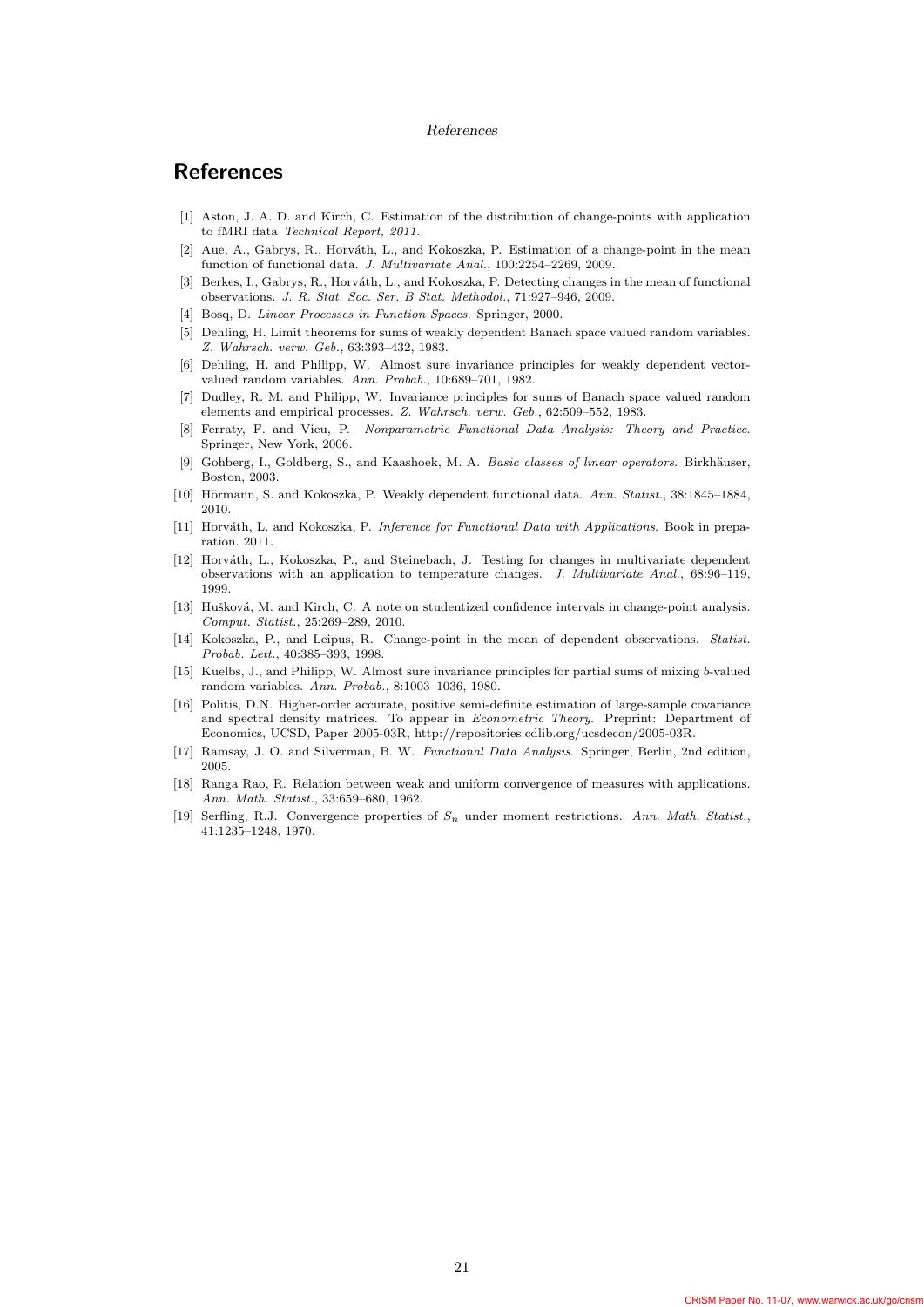# References

[1] Aston, J. A. D. and Kirch, C. Estimation of the distribution of change-points with application to fMRI data *Technical Report, 2011.*

[2] Aue, A., Gabrys, R., Horváth, L., and Kokoszka, P. Estimation of a change-point in the mean function of functional data. *J. Multivariate Anal.*, 100:2254–2269, 2009.

[3] Berkes, I., Gabrys, R., Horváth, L., and Kokoszka, P. Detecting changes in the mean of functional observations. *J. R. Stat. Soc. Ser. B Stat. Methodol.*, 71:927–946, 2009.

[4] Bosq, D. *Linear Processes in Function Spaces*. Springer, 2000.

[5] Dehling, H. Limit theorems for sums of weakly dependent Banach space valued random variables. *Z. Wahrsch. verw. Geb.*, 63:393–432, 1983.

[6] Dehling, H. and Philipp, W. Almost sure invariance principles for weakly dependent vector-valued random variables. *Ann. Probab.*, 10:689–701, 1982.

[7] Dudley, R. M. and Philipp, W. Invariance principles for sums of Banach space valued random elements and empirical processes. *Z. Wahrsch. verw. Geb.*, 62:509–552, 1983.

[8] Ferraty, F. and Vieu, P. *Nonparametric Functional Data Analysis: Theory and Practice*. Springer, New York, 2006.

[9] Gohberg, I., Goldberg, S., and Kaashoek, M. A. *Basic classes of linear operators*. Birkhäuser, Boston, 2003.

[10] Hörmann, S. and Kokoszka, P. Weakly dependent functional data. *Ann. Statist.*, 38:1845–1884, 2010.

[11] Horváth, L. and Kokoszka, P. *Inference for Functional Data with Applications*. Book in preparation. 2011.

[12] Horváth, L., Kokoszka, P., and Steinebach, J. Testing for changes in multivariate dependent observations with an application to temperature changes. *J. Multivariate Anal.*, 68:96–119, 1999.

[13] Hušková, M. and Kirch, C. A note on studentized confidence intervals in change-point analysis. *Comput. Statist.*, 25:269–289, 2010.

[14] Kokoszka, P., and Leipus, R. Change-point in the mean of dependent observations. *Statist. Probab. Lett.*, 40:385–393, 1998.

[15] Kuelbs, J., and Philipp, W. Almost sure invariance principles for partial sums of mixing *b*-valued random variables. *Ann. Probab.*, 8:1003–1036, 1980.

[16] Politis, D.N. Higher-order accurate, positive semi-definite estimation of large-sample covariance and spectral density matrices. To appear in *Econometric Theory*. Preprint: Department of Economics, UCSD, Paper 2005-03R, http://repositories.cdlib.org/ucsdecon/2005-03R.

[17] Ramsay, J. O. and Silverman, B. W. *Functional Data Analysis*. Springer, Berlin, 2nd edition, 2005.

[18] Ranga Rao, R. Relation between weak and uniform convergence of measures with applications. *Ann. Math. Statist.*, 33:659–680, 1962.

[19] Serfling, R.J. Convergence properties of $S_n$ under moment restrictions. *Ann. Math. Statist.*, 41:1235–1248, 1970.